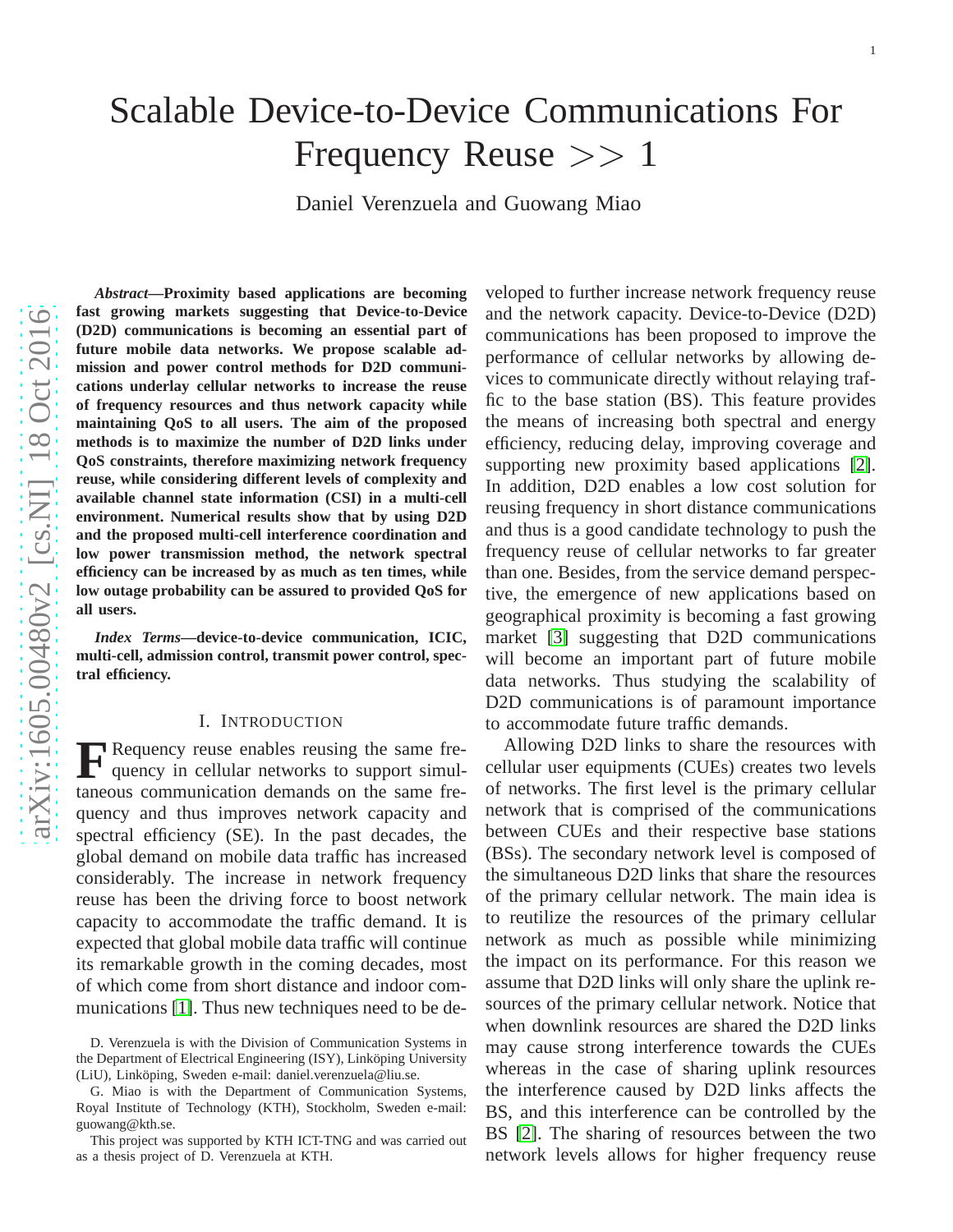# Scalable Device-to-Device Communications For Frequency Reuse $>> 1$

Daniel Verenzuela and Guowang Miao

***Abstract*—Proximity based applications are becoming fast growing markets suggesting that Device-to-Device (D2D) communications is becoming an essential part of future mobile data networks. We propose scalable admission and power control methods for D2D communications underlay cellular networks to increase the reuse of frequency resources and thus network capacity while maintaining QoS to all users. The aim of the proposed methods is to maximize the number of D2D links under QoS constraints, therefore maximizing network frequency reuse, while considering different levels of complexity and available channel state information (CSI) in a multi-cell environment. Numerical results show that by using D2D and the proposed multi-cell interference coordination and low power transmission method, the network spectral efficiency can be increased by as much as ten times, while low outage probability can be assured to provided QoS for all users.**

***Index Terms*—device-to-device communication, ICIC, multi-cell, admission control, transmit power control, spectral efficiency.**

## I. Introduction

Frequency reuse enables reusing the same frequency in cellular networks to support simultaneous communication demands on the same frequency and thus improves network capacity and spectral efficiency (SE). In the past decades, the global demand on mobile data traffic has increased considerably. The increase in network frequency reuse has been the driving force to boost network capacity to accommodate the traffic demand. It is expected that global mobile data traffic will continue its remarkable growth in the coming decades, most of which come from short distance and indoor communications [1]. Thus new techniques need to be developed to further increase network frequency reuse and the network capacity. Device-to-Device (D2D) communications has been proposed to improve the performance of cellular networks by allowing devices to communicate directly without relaying traffic to the base station (BS). This feature provides the means of increasing both spectral and energy efficiency, reducing delay, improving coverage and supporting new proximity based applications [2]. In addition, D2D enables a low cost solution for reusing frequency in short distance communications and thus is a good candidate technology to push the frequency reuse of cellular networks to far greater than one. Besides, from the service demand perspective, the emergence of new applications based on geographical proximity is becoming a fast growing market [3] suggesting that D2D communications will become an important part of future mobile data networks. Thus studying the scalability of D2D communications is of paramount importance to accommodate future traffic demands.

Allowing D2D links to share the resources with cellular user equipments (CUEs) creates two levels of networks. The first level is the primary cellular network that is comprised of the communications between CUEs and their respective base stations (BSs). The secondary network level is composed of the simultaneous D2D links that share the resources of the primary cellular network. The main idea is to reutilize the resources of the primary cellular network as much as possible while minimizing the impact on its performance. For this reason we assume that D2D links will only share the uplink resources of the primary cellular network. Notice that when downlink resources are shared the D2D links may cause strong interference towards the CUEs whereas in the case of sharing uplink resources the interference caused by D2D links affects the BS, and this interference can be controlled by the BS [2]. The sharing of resources between the two network levels allows for higher frequency reuse

D. Verenzuela is with the Division of Communication Systems in the Department of Electrical Engineering (ISY), Linköping University (LiU), Linköping, Sweden e-mail: daniel.verenzuela@liu.se.

G. Miao is with the Department of Communication Systems, Royal Institute of Technology (KTH), Stockholm, Sweden e-mail: guowang@kth.se.

This project was supported by KTH ICT-TNG and was carried out as a thesis project of D. Verenzuela at KTH.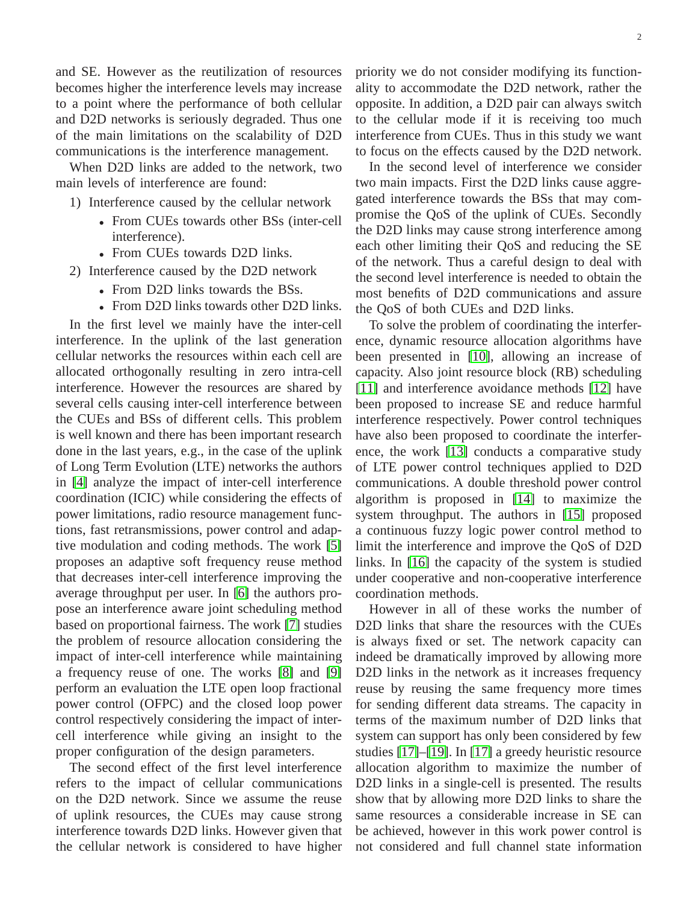and SE. However as the reutilization of resources becomes higher the interference levels may increase to a point where the performance of both cellular and D2D networks is seriously degraded. Thus one of the main limitations on the scalability of D2D communications is the interference management.

When D2D links are added to the network, two main levels of interference are found:

1) Interference caused by the cellular network
   - From CUEs towards other BSs (inter-cell interference).
   - From CUEs towards D2D links.
2) Interference caused by the D2D network
   - From D2D links towards the BSs.
   - From D2D links towards other D2D links.

In the first level we mainly have the inter-cell interference. In the uplink of the last generation cellular networks the resources within each cell are allocated orthogonally resulting in zero intra-cell interference. However the resources are shared by several cells causing inter-cell interference between the CUEs and BSs of different cells. This problem is well known and there has been important research done in the last years, e.g., in the case of the uplink of Long Term Evolution (LTE) networks the authors in [4] analyze the impact of inter-cell interference coordination (ICIC) while considering the effects of power limitations, radio resource management functions, fast retransmissions, power control and adaptive modulation and coding methods. The work [5] proposes an adaptive soft frequency reuse method that decreases inter-cell interference improving the average throughput per user. In [6] the authors propose an interference aware joint scheduling method based on proportional fairness. The work [7] studies the problem of resource allocation considering the impact of inter-cell interference while maintaining a frequency reuse of one. The works [8] and [9] perform an evaluation the LTE open loop fractional power control (OFPC) and the closed loop power control respectively considering the impact of inter-cell interference while giving an insight to the proper configuration of the design parameters.

The second effect of the first level interference refers to the impact of cellular communications on the D2D network. Since we assume the reuse of uplink resources, the CUEs may cause strong interference towards D2D links. However given that the cellular network is considered to have higher priority we do not consider modifying its functionality to accommodate the D2D network, rather the opposite. In addition, a D2D pair can always switch to the cellular mode if it is receiving too much interference from CUEs. Thus in this study we want to focus on the effects caused by the D2D network.

In the second level of interference we consider two main impacts. First the D2D links cause aggregated interference towards the BSs that may compromise the QoS of the uplink of CUEs. Secondly the D2D links may cause strong interference among each other limiting their QoS and reducing the SE of the network. Thus a careful design to deal with the second level interference is needed to obtain the most benefits of D2D communications and assure the QoS of both CUEs and D2D links.

To solve the problem of coordinating the interference, dynamic resource allocation algorithms have been presented in [10], allowing an increase of capacity. Also joint resource block (RB) scheduling [11] and interference avoidance methods [12] have been proposed to increase SE and reduce harmful interference respectively. Power control techniques have also been proposed to coordinate the interference, the work [13] conducts a comparative study of LTE power control techniques applied to D2D communications. A double threshold power control algorithm is proposed in [14] to maximize the system throughput. The authors in [15] proposed a continuous fuzzy logic power control method to limit the interference and improve the QoS of D2D links. In [16] the capacity of the system is studied under cooperative and non-cooperative interference coordination methods.

However in all of these works the number of D2D links that share the resources with the CUEs is always fixed or set. The network capacity can indeed be dramatically improved by allowing more D2D links in the network as it increases frequency reuse by reusing the same frequency more times for sending different data streams. The capacity in terms of the maximum number of D2D links that system can support has only been considered by few studies [17]–[19]. In [17] a greedy heuristic resource allocation algorithm to maximize the number of D2D links in a single-cell is presented. The results show that by allowing more D2D links to share the same resources a considerable increase in SE can be achieved, however in this work power control is not considered and full channel state information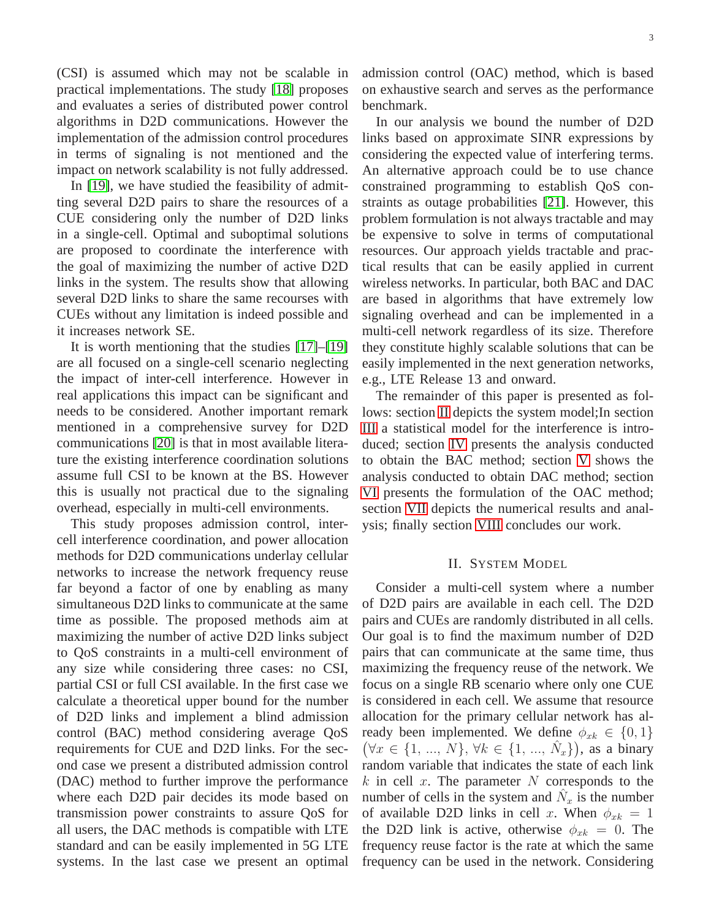(CSI) is assumed which may not be scalable in practical implementations. The study [18] proposes and evaluates a series of distributed power control algorithms in D2D communications. However the implementation of the admission control procedures in terms of signaling is not mentioned and the impact on network scalability is not fully addressed.

In [19], we have studied the feasibility of admitting several D2D pairs to share the resources of a CUE considering only the number of D2D links in a single-cell. Optimal and suboptimal solutions are proposed to coordinate the interference with the goal of maximizing the number of active D2D links in the system. The results show that allowing several D2D links to share the same recourses with CUEs without any limitation is indeed possible and it increases network SE.

It is worth mentioning that the studies [17]–[19] are all focused on a single-cell scenario neglecting the impact of inter-cell interference. However in real applications this impact can be significant and needs to be considered. Another important remark mentioned in a comprehensive survey for D2D communications [20] is that in most available literature the existing interference coordination solutions assume full CSI to be known at the BS. However this is usually not practical due to the signaling overhead, especially in multi-cell environments.

This study proposes admission control, inter-cell interference coordination, and power allocation methods for D2D communications underlay cellular networks to increase the network frequency reuse far beyond a factor of one by enabling as many simultaneous D2D links to communicate at the same time as possible. The proposed methods aim at maximizing the number of active D2D links subject to QoS constraints in a multi-cell environment of any size while considering three cases: no CSI, partial CSI or full CSI available. In the first case we calculate a theoretical upper bound for the number of D2D links and implement a blind admission control (BAC) method considering average QoS requirements for CUE and D2D links. For the second case we present a distributed admission control (DAC) method to further improve the performance where each D2D pair decides its mode based on transmission power constraints to assure QoS for all users, the DAC methods is compatible with LTE standard and can be easily implemented in 5G LTE systems. In the last case we present an optimal admission control (OAC) method, which is based on exhaustive search and serves as the performance benchmark.

In our analysis we bound the number of D2D links based on approximate SINR expressions by considering the expected value of interfering terms. An alternative approach could be to use chance constrained programming to establish QoS constraints as outage probabilities [21]. However, this problem formulation is not always tractable and may be expensive to solve in terms of computational resources. Our approach yields tractable and practical results that can be easily applied in current wireless networks. In particular, both BAC and DAC are based in algorithms that have extremely low signaling overhead and can be implemented in a multi-cell network regardless of its size. Therefore they constitute highly scalable solutions that can be easily implemented in the next generation networks, e.g., LTE Release 13 and onward.

The remainder of this paper is presented as follows: section II depicts the system model;In section III a statistical model for the interference is introduced; section IV presents the analysis conducted to obtain the BAC method; section V shows the analysis conducted to obtain DAC method; section VI presents the formulation of the OAC method; section VII depicts the numerical results and analysis; finally section VIII concludes our work.

## II. System Model

Consider a multi-cell system where a number of D2D pairs are available in each cell. The D2D pairs and CUEs are randomly distributed in all cells. Our goal is to find the maximum number of D2D pairs that can communicate at the same time, thus maximizing the frequency reuse of the network. We focus on a single RB scenario where only one CUE is considered in each cell. We assume that resource allocation for the primary cellular network has already been implemented. We define $\phi_{xk} \in \{0, 1\}$ $\left(\forall x \in \{1, ..., N\}, \forall k \in \{1, ..., \hat{N}_x\}\right)$, as a binary random variable that indicates the state of each link $k$ in cell $x$. The parameter $N$ corresponds to the number of cells in the system and $\hat{N}_x$ is the number of available D2D links in cell $x$. When $\phi_{xk} = 1$ the D2D link is active, otherwise $\phi_{xk} = 0$. The frequency reuse factor is the rate at which the same frequency can be used in the network. Considering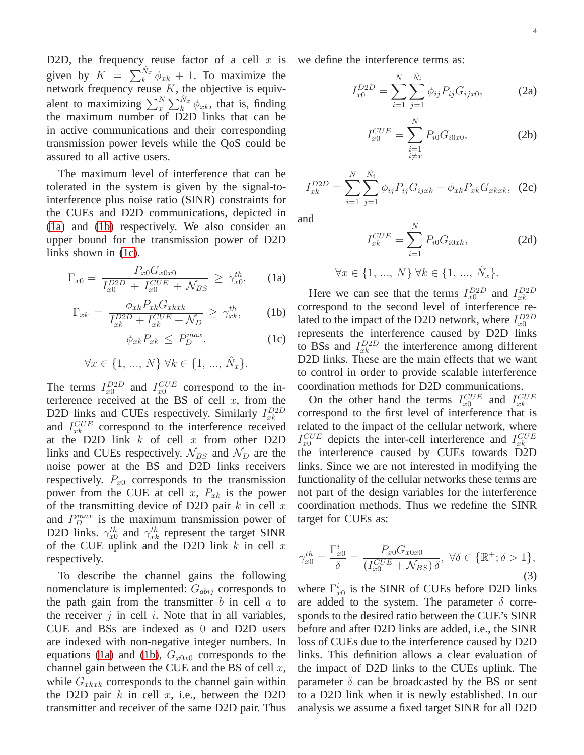D2D, the frequency reuse factor of a cell $x$ is given by $K = \sum_{k}^{\hat{N}_x} \phi_{xk} + 1$. To maximize the network frequency reuse $K$, the objective is equivalent to maximizing $\sum_{x}^{N} \sum_{k}^{\hat{N}_x} \phi_{xk}$, that is, finding the maximum number of D2D links that can be in active communications and their corresponding transmission power levels while the QoS could be assured to all active users.

The maximum level of interference that can be tolerated in the system is given by the signal-to-interference plus noise ratio (SINR) constraints for the CUEs and D2D communications, depicted in (1a) and (1b) respectively. We also consider an upper bound for the transmission power of D2D links shown in (1c).

$$\Gamma_{x0} = \frac{P_{x0} G_{x0x0}}{I_{x0}^{D2D} + I_{x0}^{CUE} + \mathcal{N}_{BS}} \geq \gamma_{x0}^{th}, \tag{1a}$$

$$\Gamma_{xk} = \frac{\phi_{xk} P_{xk} G_{xkxk}}{I_{xk}^{D2D} + I_{xk}^{CUE} + \mathcal{N}_{D}} \geq \gamma_{xk}^{th}, \tag{1b}$$

$$\phi_{xk} P_{xk} \leq P_{D}^{max}, \tag{1c}$$

$$\forall x \in \{1, \ldots, N\} \; \forall k \in \{1, \ldots, \hat{N}_x\}.$$

The terms $I_{x0}^{D2D}$ and $I_{x0}^{CUE}$ correspond to the interference received at the BS of cell $x$, from the D2D links and CUEs respectively. Similarly $I_{xk}^{D2D}$ and $I_{xk}^{CUE}$ correspond to the interference received at the D2D link $k$ of cell $x$ from other D2D links and CUEs respectively. $\mathcal{N}_{BS}$ and $\mathcal{N}_{D}$ are the noise power at the BS and D2D links receivers respectively. $P_{x0}$ corresponds to the transmission power from the CUE at cell $x$, $P_{xk}$ is the power of the transmitting device of D2D pair $k$ in cell $x$ and $P_{D}^{max}$ is the maximum transmission power of D2D links. $\gamma_{x0}^{th}$ and $\gamma_{xk}^{th}$ represent the target SINR of the CUE uplink and the D2D link $k$ in cell $x$ respectively.

To describe the channel gains the following nomenclature is implemented: $G_{abij}$ corresponds to the path gain from the transmitter $b$ in cell $a$ to the receiver $j$ in cell $i$. Note that in all variables, CUE and BSs are indexed as 0 and D2D users are indexed with non-negative integer numbers. In equations (1a) and (1b), $G_{x0x0}$ corresponds to the channel gain between the CUE and the BS of cell $x$, while $G_{xkxk}$ corresponds to the channel gain within the D2D pair $k$ in cell $x$, i.e., between the D2D transmitter and receiver of the same D2D pair. Thus we define the interference terms as:

$$I_{x0}^{D2D} = \sum_{i=1}^{N} \sum_{j=1}^{\hat{N}_i} \phi_{ij} P_{ij} G_{ijx0}, \tag{2a}$$

$$I_{x0}^{CUE} = \sum_{\substack{i=1 \\ i \neq x}}^{N} P_{i0} G_{i0x0}, \tag{2b}$$

$$I_{xk}^{D2D} = \sum_{i=1}^{N} \sum_{j=1}^{\hat{N}_i} \phi_{ij} P_{ij} G_{ijxk} - \phi_{xk} P_{xk} G_{xkxk}, \tag{2c}$$

and

$$I_{xk}^{CUE} = \sum_{i=1}^{N} P_{i0} G_{i0xk}, \tag{2d}$$

$$\forall x \in \{1, \ldots, N\} \; \forall k \in \{1, \ldots, \hat{N}_x\}.$$

Here we can see that the terms $I_{x0}^{D2D}$ and $I_{xk}^{D2D}$ correspond to the second level of interference related to the impact of the D2D network, where $I_{x0}^{D2D}$ represents the interference caused by D2D links to BSs and $I_{xk}^{D2D}$ the interference among different D2D links. These are the main effects that we want to control in order to provide scalable interference coordination methods for D2D communications.

On the other hand the terms $I_{x0}^{CUE}$ and $I_{xk}^{CUE}$ correspond to the first level of interference that is related to the impact of the cellular network, where $I_{x0}^{CUE}$ depicts the inter-cell interference and $I_{xk}^{CUE}$ the interference caused by CUEs towards D2D links. Since we are not interested in modifying the functionality of the cellular networks these terms are not part of the design variables for the interference coordination methods. Thus we redefine the SINR target for CUEs as:

$$\gamma_{x0}^{th} = \frac{\Gamma_{x0}^{i}}{\delta} = \frac{P_{x0} G_{x0x0}}{\left(I_{x0}^{CUE} + \mathcal{N}_{BS}\right) \delta}, \; \forall \delta \in \{\mathbb{R}^{+}; \delta > 1\}, \tag{3}$$

where $\Gamma_{x0}^{i}$ is the SINR of CUEs before D2D links are added to the system. The parameter $\delta$ corresponds to the desired ratio between the CUE's SINR before and after D2D links are added, i.e., the SINR loss of CUEs due to the interference caused by D2D links. This definition allows a clear evaluation of the impact of D2D links to the CUEs uplink. The parameter $\delta$ can be broadcasted by the BS or sent to a D2D link when it is newly established. In our analysis we assume a fixed target SINR for all D2D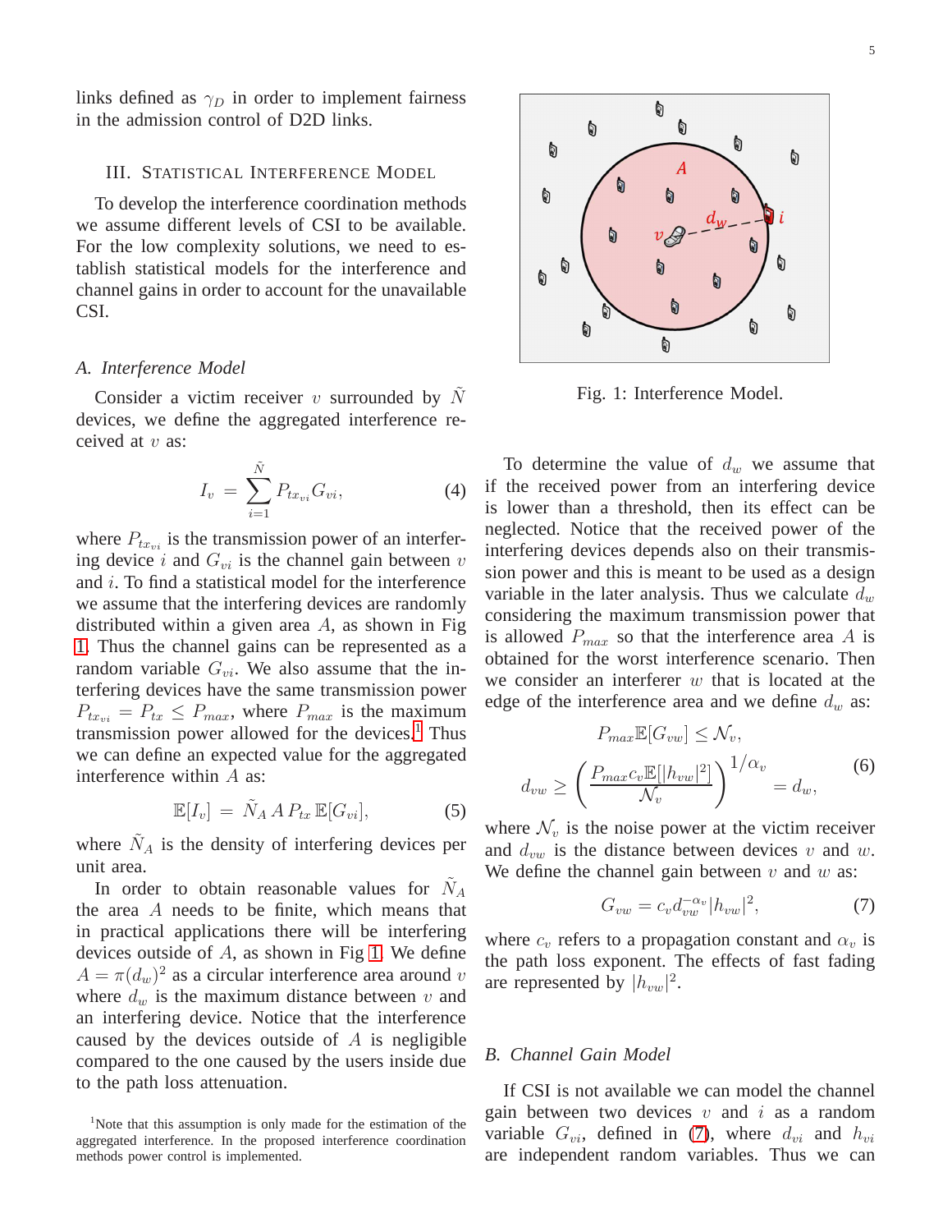links defined as $\gamma_D$ in order to implement fairness in the admission control of D2D links.

## III. Statistical Interference Model

To develop the interference coordination methods we assume different levels of CSI to be available. For the low complexity solutions, we need to establish statistical models for the interference and channel gains in order to account for the unavailable CSI.

### A. Interference Model

Consider a victim receiver $v$ surrounded by $\tilde{N}$ devices, we define the aggregated interference received at $v$ as:

$$I_v = \sum_{i=1}^{\tilde{N}} P_{tx_{vi}} G_{vi}, \tag{4}$$

where $P_{tx_{vi}}$ is the transmission power of an interfering device $i$ and $G_{vi}$ is the channel gain between $v$ and $i$. To find a statistical model for the interference we assume that the interfering devices are randomly distributed within a given area $A$, as shown in Fig 1. Thus the channel gains can be represented as a random variable $G_{vi}$. We also assume that the interfering devices have the same transmission power $P_{tx_{vi}} = P_{tx} \leq P_{max}$, where $P_{max}$ is the maximum transmission power allowed for the devices.[1] Thus we can define an expected value for the aggregated interference within $A$ as:

$$\mathbb{E}[I_v] = \tilde{N}_A \, A \, P_{tx} \, \mathbb{E}[G_{vi}], \tag{5}$$

where $\tilde{N}_A$ is the density of interfering devices per unit area.

In order to obtain reasonable values for $\tilde{N}_A$ the area $A$ needs to be finite, which means that in practical applications there will be interfering devices outside of $A$, as shown in Fig 1. We define $A = \pi(d_w)^2$ as a circular interference area around $v$ where $d_w$ is the maximum distance between $v$ and an interfering device. Notice that the interference caused by the devices outside of $A$ is negligible compared to the one caused by the users inside due to the path loss attenuation.

[1]Note that this assumption is only made for the estimation of the aggregated interference. In the proposed interference coordination methods power control is implemented.

Fig. 1: Interference Model.

To determine the value of $d_w$ we assume that if the received power from an interfering device is lower than a threshold, then its effect can be neglected. Notice that the received power of the interfering devices depends also on their transmission power and this is meant to be used as a design variable in the later analysis. Thus we calculate $d_w$ considering the maximum transmission power that is allowed $P_{max}$ so that the interference area $A$ is obtained for the worst interference scenario. Then we consider an interferer $w$ that is located at the edge of the interference area and we define $d_w$ as:

$$P_{max}\mathbb{E}[G_{vw}] \leq \mathcal{N}_v,$$
$$d_{vw} \geq \left( \frac{P_{max} c_v \mathbb{E}[|h_{vw}|^2]}{\mathcal{N}_v} \right)^{1/\alpha_v} = d_w, \tag{6}$$

where $\mathcal{N}_v$ is the noise power at the victim receiver and $d_{vw}$ is the distance between devices $v$ and $w$. We define the channel gain between $v$ and $w$ as:

$$G_{vw} = c_v d_{vw}^{-\alpha_v} |h_{vw}|^2, \tag{7}$$

where $c_v$ refers to a propagation constant and $\alpha_v$ is the path loss exponent. The effects of fast fading are represented by $|h_{vw}|^2$.

### B. Channel Gain Model

If CSI is not available we can model the channel gain between two devices $v$ and $i$ as a random variable $G_{vi}$, defined in (7), where $d_{vi}$ and $h_{vi}$ are independent random variables. Thus we can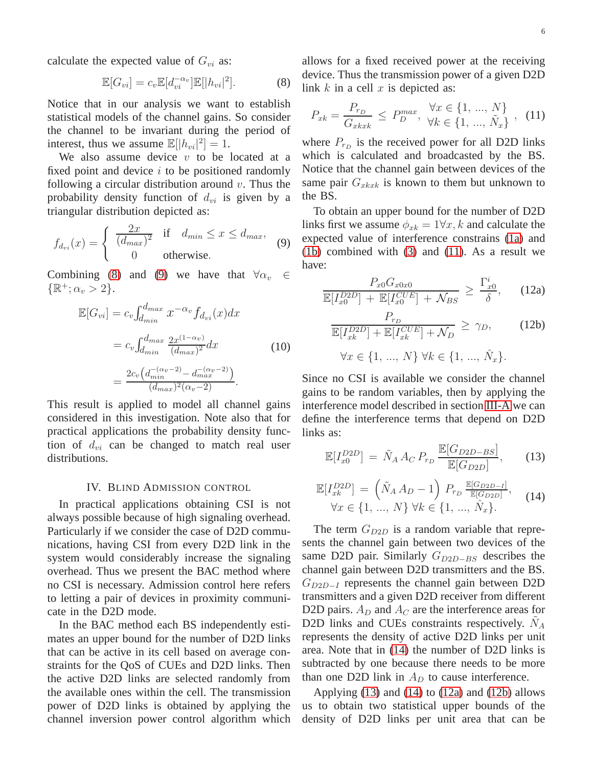calculate the expected value of $G_{vi}$ as:

$$\mathbb{E}[G_{vi}] = c_v \mathbb{E}[d_{vi}^{-\alpha_v}]\mathbb{E}[|h_{vi}|^2]. \quad (8)$$

Notice that in our analysis we want to establish statistical models of the channel gains. So consider the channel to be invariant during the period of interest, thus we assume $\mathbb{E}[|h_{vi}|^2] = 1$.

We also assume device $v$ to be located at a fixed point and device $i$ to be positioned randomly following a circular distribution around $v$. Thus the probability density function of $d_{vi}$ is given by a triangular distribution depicted as:

$$f_{d_{vi}}(x) = \begin{cases} \dfrac{2x}{(d_{max})^2} & \text{if} \quad d_{min} \le x \le d_{max}, \\ 0 & \text{otherwise.} \end{cases} \quad (9)$$

Combining (8) and (9) we have that $\forall \alpha_v \in \{\mathbb{R}^+; \alpha_v > 2\}$.

$$\begin{aligned} \mathbb{E}[G_{vi}] &= c_v \int_{d_{min}}^{d_{max}} x^{-\alpha_v} f_{d_{vi}}(x)dx \\ &= c_v \int_{d_{min}}^{d_{max}} \frac{2x^{(1-\alpha_v)}}{(d_{max})^2}dx \\ &= \frac{2c_v\left(d_{min}^{-(\alpha_v-2)} - d_{max}^{-(\alpha_v-2)}\right)}{(d_{max})^2(\alpha_v-2)}. \end{aligned} \quad (10)$$

This result is applied to model all channel gains considered in this investigation. Note also that for practical applications the probability density function of $d_{vi}$ can be changed to match real user distributions.

## IV. Blind Admission control

In practical applications obtaining CSI is not always possible because of high signaling overhead. Particularly if we consider the case of D2D communications, having CSI from every D2D link in the system would considerably increase the signaling overhead. Thus we present the BAC method where no CSI is necessary. Admission control here refers to letting a pair of devices in proximity communicate in the D2D mode.

In the BAC method each BS independently estimates an upper bound for the number of D2D links that can be active in its cell based on average constraints for the QoS of CUEs and D2D links. Then the active D2D links are selected randomly from the available ones within the cell. The transmission power of D2D links is obtained by applying the channel inversion power control algorithm which allows for a fixed received power at the receiving device. Thus the transmission power of a given D2D link $k$ in a cell $x$ is depicted as:

$$P_{xk} = \frac{P_{r_D}}{G_{xkxk}} \le P_D^{max}, \quad \begin{array}{l} \forall x \in \{1, ..., N\} \\ \forall k \in \{1, ..., \tilde{N}_x\} \end{array}, \quad (11)$$

where $P_{r_D}$ is the received power for all D2D links which is calculated and broadcasted by the BS. Notice that the channel gain between devices of the same pair $G_{xkxk}$ is known to them but unknown to the BS.

To obtain an upper bound for the number of D2D links first we assume $\phi_{xk} = 1 \forall x, k$ and calculate the expected value of interference constrains (1a) and (1b) combined with (3) and (11). As a result we have:

$$\frac{P_{x0}G_{x0x0}}{\mathbb{E}[I_{x0}^{D2D}] + \mathbb{E}[I_{x0}^{CUE}] + \mathcal{N}_{BS}} \ge \frac{\Gamma_{x0}^i}{\delta}, \quad (12a)$$

$$\frac{P_{r_D}}{\mathbb{E}[I_{xk}^{D2D}] + \mathbb{E}[I_{xk}^{CUE}] + \mathcal{N}_D} \ge \gamma_D, \quad (12b)$$

$$\forall x \in \{1, ..., N\} \; \forall k \in \{1, ..., \hat{N}_x\}.$$

Since no CSI is available we consider the channel gains to be random variables, then by applying the interference model described in section III-A we can define the interference terms that depend on D2D links as:

$$\mathbb{E}[I_{x0}^{D2D}] = \tilde{N}_A \, A_C \, P_{r_D} \, \frac{\mathbb{E}[G_{D2D-BS}]}{\mathbb{E}[G_{D2D}]}, \quad (13)$$

$$\mathbb{E}[I_{xk}^{D2D}] = \left(\tilde{N}_A \, A_D - 1\right) P_{r_D} \frac{\mathbb{E}[G_{D2D-I}]}{\mathbb{E}[G_{D2D}]}, \quad \forall x \in \{1, ..., N\} \; \forall k \in \{1, ..., \hat{N}_x\}. \quad (14)$$

The term $G_{D2D}$ is a random variable that represents the channel gain between two devices of the same D2D pair. Similarly $G_{D2D-BS}$ describes the channel gain between D2D transmitters and the BS. $G_{D2D-I}$ represents the channel gain between D2D transmitters and a given D2D receiver from different D2D pairs. $A_D$ and $A_C$ are the interference areas for D2D links and CUEs constraints respectively. $\tilde{N}_A$ represents the density of active D2D links per unit area. Note that in (14) the number of D2D links is subtracted by one because there needs to be more than one D2D link in $A_D$ to cause interference.

Applying (13) and (14) to (12a) and (12b) allows us to obtain two statistical upper bounds of the density of D2D links per unit area that can be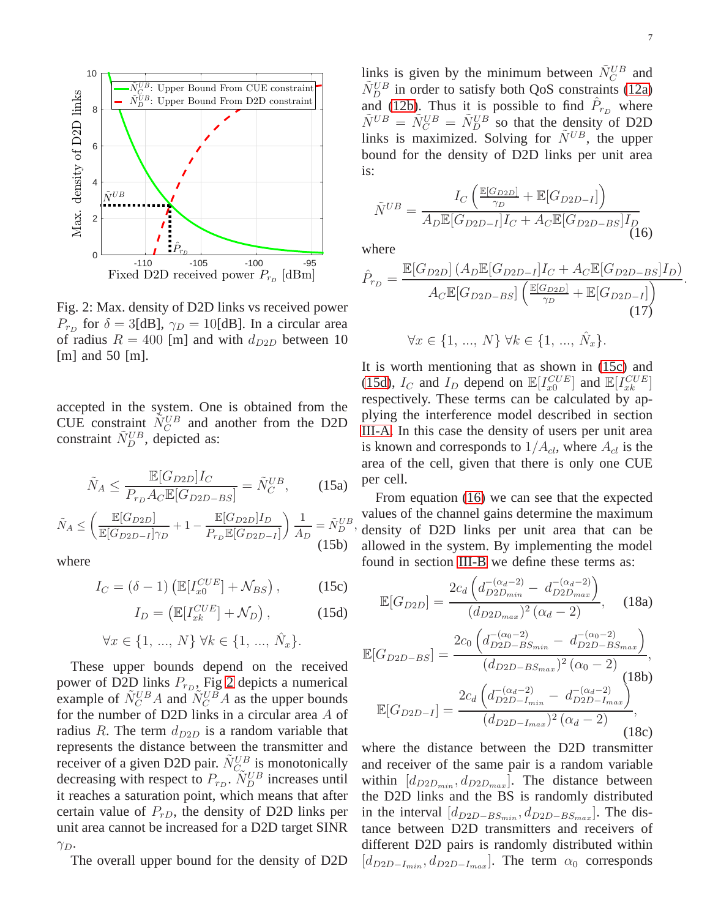Fig. 2: Max. density of D2D links vs received power $P_{r_D}$ for $\delta = 3$[dB], $\gamma_D = 10$[dB]. In a circular area of radius $R = 400$ [m] and with $d_{D2D}$ between 10 [m] and 50 [m].

accepted in the system. One is obtained from the CUE constraint $\tilde{N}_C^{UB}$ and another from the D2D constraint $\tilde{N}_D^{UB}$, depicted as:

$$\tilde{N}_A \leq \frac{\mathbb{E}[G_{D2D}] I_C}{P_{r_D} A_C \mathbb{E}[G_{D2D-BS}]} = \tilde{N}_C^{UB}, \quad (15a)$$

$$\tilde{N}_A \leq \left( \frac{\mathbb{E}[G_{D2D}]}{\mathbb{E}[G_{D2D-I}]\gamma_D} + 1 - \frac{\mathbb{E}[G_{D2D}] I_D}{P_{r_D} \mathbb{E}[G_{D2D-I}]} \right) \frac{1}{A_D} = \tilde{N}_D^{UB}, \quad (15b)$$

where

$$I_C = (\delta - 1)\left(\mathbb{E}[I_{x0}^{CUE}] + \mathcal{N}_{BS}\right), \quad (15c)$$

$$I_D = \left(\mathbb{E}[I_{xk}^{CUE}] + \mathcal{N}_D\right), \quad (15d)$$

$$\forall x \in \{1, ..., N\} \; \forall k \in \{1, ..., \hat{N}_x\}.$$

These upper bounds depend on the received power of D2D links $P_{r_D}$, Fig 2 depicts a numerical example of $\tilde{N}_C^{UB} A$ and $\tilde{N}_C^{UB} A$ as the upper bounds for the number of D2D links in a circular area $A$ of radius $R$. The term $d_{D2D}$ is a random variable that represents the distance between the transmitter and receiver of a given D2D pair. $\tilde{N}_C^{UB}$ is monotonically decreasing with respect to $P_{r_D}$. $\tilde{N}_D^{UB}$ increases until it reaches a saturation point, which means that after certain value of $P_{rD}$, the density of D2D links per unit area cannot be increased for a D2D target SINR $\gamma_D$.

The overall upper bound for the density of D2D links is given by the minimum between $\tilde{N}_C^{UB}$ and $\tilde{N}_D^{UB}$ in order to satisfy both QoS constraints (12a) and (12b). Thus it is possible to find $\hat{P}_{r_D}$ where $\tilde{N}^{UB} = \tilde{N}_C^{UB} = \tilde{N}_D^{UB}$ so that the density of D2D links is maximized. Solving for $\tilde{N}^{UB}$, the upper bound for the density of D2D links per unit area is:

$$\tilde{N}^{UB} = \frac{I_C \left( \frac{\mathbb{E}[G_{D2D}]}{\gamma_D} + \mathbb{E}[G_{D2D-I}] \right)}{A_D \mathbb{E}[G_{D2D-I}] I_C + A_C \mathbb{E}[G_{D2D-BS}] I_D} \quad (16)$$

where

$$\hat{P}_{r_D} = \frac{\mathbb{E}[G_{D2D}] \left( A_D \mathbb{E}[G_{D2D-I}] I_C + A_C \mathbb{E}[G_{D2D-BS}] I_D \right)}{A_C \mathbb{E}[G_{D2D-BS}] \left( \frac{\mathbb{E}[G_{D2D}]}{\gamma_D} + \mathbb{E}[G_{D2D-I}] \right)}. \quad (17)$$

$$\forall x \in \{1, ..., N\} \; \forall k \in \{1, ..., \hat{N}_x\}.$$

It is worth mentioning that as shown in (15c) and (15d), $I_C$ and $I_D$ depend on $\mathbb{E}[I_{x0}^{CUE}]$ and $\mathbb{E}[I_{xk}^{CUE}]$ respectively. These terms can be calculated by applying the interference model described in section III-A. In this case the density of users per unit area is known and corresponds to $1/A_{cl}$, where $A_{cl}$ is the area of the cell, given that there is only one CUE per cell.

From equation (16) we can see that the expected values of the channel gains determine the maximum density of D2D links per unit area that can be allowed in the system. By implementing the model found in section III-B we define these terms as:

$$\mathbb{E}[G_{D2D}] = \frac{2c_d \left( d_{D2D_{min}}^{-(\alpha_d - 2)} - d_{D2D_{max}}^{-(\alpha_d - 2)} \right)}{(d_{D2D_{max}})^2 (\alpha_d - 2)}, \quad (18a)$$

$$\mathbb{E}[G_{D2D-BS}] = \frac{2c_0 \left( d_{D2D-BS_{min}}^{-(\alpha_0 - 2)} - d_{D2D-BS_{max}}^{-(\alpha_0 - 2)} \right)}{(d_{D2D-BS_{max}})^2 (\alpha_0 - 2)}, \quad (18b)$$

$$\mathbb{E}[G_{D2D-I}] = \frac{2c_d \left( d_{D2D-I_{min}}^{-(\alpha_d - 2)} - d_{D2D-I_{max}}^{-(\alpha_d - 2)} \right)}{(d_{D2D-I_{max}})^2 (\alpha_d - 2)}, \quad (18c)$$

where the distance between the D2D transmitter and receiver of the same pair is a random variable within $[d_{D2D_{min}}, d_{D2D_{max}}]$. The distance between the D2D links and the BS is randomly distributed in the interval $[d_{D2D-BS_{min}}, d_{D2D-BS_{max}}]$. The distance between D2D transmitters and receivers of different D2D pairs is randomly distributed within $[d_{D2D-I_{min}}, d_{D2D-I_{max}}]$. The term $\alpha_0$ corresponds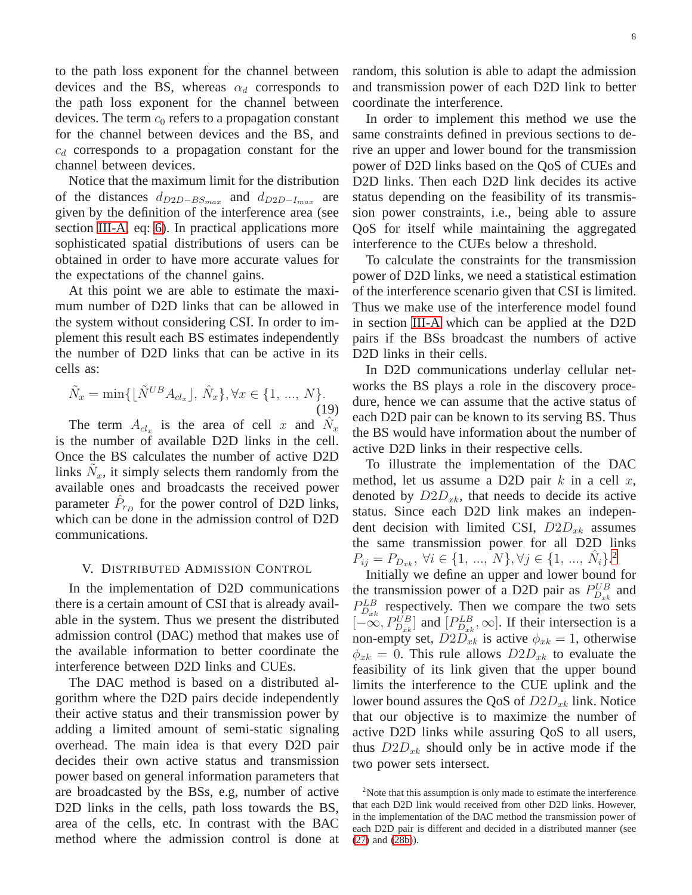to the path loss exponent for the channel between devices and the BS, whereas $\alpha_d$ corresponds to the path loss exponent for the channel between devices. The term $c_0$ refers to a propagation constant for the channel between devices and the BS, and $c_d$ corresponds to a propagation constant for the channel between devices.

Notice that the maximum limit for the distribution of the distances $d_{D2D-BS_{max}}$ and $d_{D2D-I_{max}}$ are given by the definition of the interference area (see section III-A, eq: 6). In practical applications more sophisticated spatial distributions of users can be obtained in order to have more accurate values for the expectations of the channel gains.

At this point we are able to estimate the maximum number of D2D links that can be allowed in the system without considering CSI. In order to implement this result each BS estimates independently the number of D2D links that can be active in its cells as:

$$\tilde{N}_x = \min\{\lfloor \tilde{N}^{UB} A_{cl_x} \rfloor,\, \hat{N}_x\}, \forall x \in \{1, \, ..., \, N\}. \tag{19}$$

The term $A_{cl_x}$ is the area of cell $x$ and $\hat{N}_x$ is the number of available D2D links in the cell. Once the BS calculates the number of active D2D links $\tilde{N}_x$, it simply selects them randomly from the available ones and broadcasts the received power parameter $\hat{P}_{r_D}$ for the power control of D2D links, which can be done in the admission control of D2D communications.

## V. Distributed Admission Control

In the implementation of D2D communications there is a certain amount of CSI that is already available in the system. Thus we present the distributed admission control (DAC) method that makes use of the available information to better coordinate the interference between D2D links and CUEs.

The DAC method is based on a distributed algorithm where the D2D pairs decide independently their active status and their transmission power by adding a limited amount of semi-static signaling overhead. The main idea is that every D2D pair decides their own active status and transmission power based on general information parameters that are broadcasted by the BSs, e.g, number of active D2D links in the cells, path loss towards the BS, area of the cells, etc. In contrast with the BAC method where the admission control is done at random, this solution is able to adapt the admission and transmission power of each D2D link to better coordinate the interference.

In order to implement this method we use the same constraints defined in previous sections to derive an upper and lower bound for the transmission power of D2D links based on the QoS of CUEs and D2D links. Then each D2D link decides its active status depending on the feasibility of its transmission power constraints, i.e., being able to assure QoS for itself while maintaining the aggregated interference to the CUEs below a threshold.

To calculate the constraints for the transmission power of D2D links, we need a statistical estimation of the interference scenario given that CSI is limited. Thus we make use of the interference model found in section III-A which can be applied at the D2D pairs if the BSs broadcast the numbers of active D2D links in their cells.

In D2D communications underlay cellular networks the BS plays a role in the discovery procedure, hence we can assume that the active status of each D2D pair can be known to its serving BS. Thus the BS would have information about the number of active D2D links in their respective cells.

To illustrate the implementation of the DAC method, let us assume a D2D pair $k$ in a cell $x$, denoted by $D2D_{xk}$, that needs to decide its active status. Since each D2D link makes an independent decision with limited CSI, $D2D_{xk}$ assumes the same transmission power for all D2D links $P_{ij} = P_{D_{xk}}, \, \forall i \in \{1, \, ..., \, N\}, \forall j \in \{1, \, ..., \, \hat{N}_i\}$.[2]

Initially we define an upper and lower bound for the transmission power of a D2D pair as $P^{UB}_{D_{xk}}$ and $P^{LB}_{D_{xk}}$ respectively. Then we compare the two sets $[-\infty, P^{UB}_{D_{xk}}]$ and $[P^{LB}_{D_{xk}}, \infty]$. If their intersection is a non-empty set, $D2D_{xk}$ is active $\phi_{xk} = 1$, otherwise $\phi_{xk} = 0$. This rule allows $D2D_{xk}$ to evaluate the feasibility of its link given that the upper bound limits the interference to the CUE uplink and the lower bound assures the QoS of $D2D_{xk}$ link. Notice that our objective is to maximize the number of active D2D links while assuring QoS to all users, thus $D2D_{xk}$ should only be in active mode if the two power sets intersect.

[2] Note that this assumption is only made to estimate the interference that each D2D link would received from other D2D links. However, in the implementation of the DAC method the transmission power of each D2D pair is different and decided in a distributed manner (see (27) and (28b)).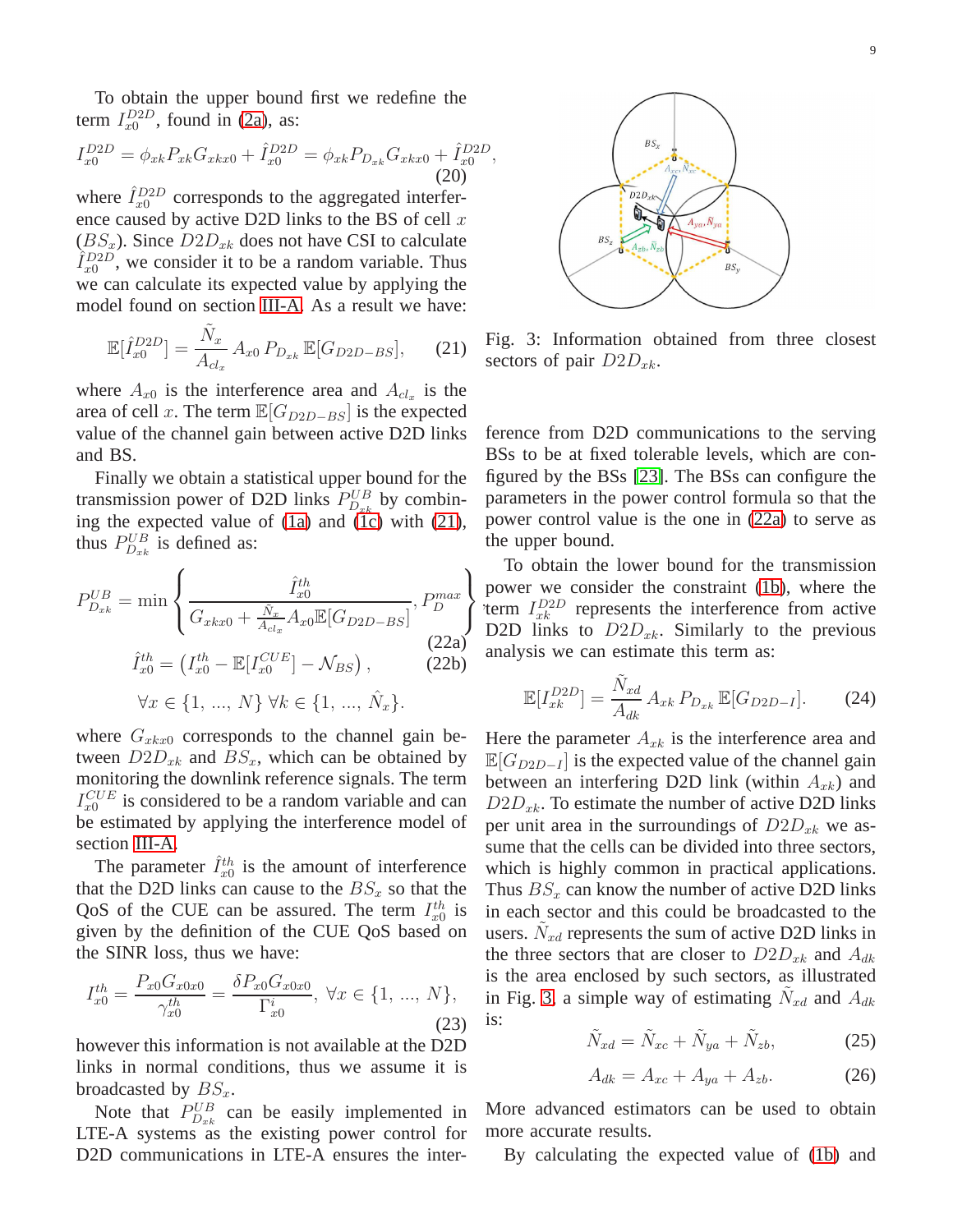To obtain the upper bound first we redefine the term $I_{x0}^{D2D}$, found in (2a), as:

$$I_{x0}^{D2D} = \phi_{xk} P_{xk} G_{xkx0} + \hat{I}_{x0}^{D2D} = \phi_{xk} P_{D_{xk}} G_{xkx0} + \hat{I}_{x0}^{D2D}, \tag{20}$$

where $\hat{I}_{x0}^{D2D}$ corresponds to the aggregated interference caused by active D2D links to the BS of cell $x$ ($BS_x$). Since $D2D_{xk}$ does not have CSI to calculate $\hat{I}_{x0}^{D2D}$, we consider it to be a random variable. Thus we can calculate its expected value by applying the model found on section III-A. As a result we have:

$$\mathbb{E}[\hat{I}_{x0}^{D2D}] = \frac{\tilde{N}_x}{A_{cl_x}} A_{x0} \, P_{D_{xk}} \, \mathbb{E}[G_{D2D-BS}], \tag{21}$$

where $A_{x0}$ is the interference area and $A_{cl_x}$ is the area of cell $x$. The term $\mathbb{E}[G_{D2D-BS}]$ is the expected value of the channel gain between active D2D links and BS.

Finally we obtain a statistical upper bound for the transmission power of D2D links $P_{D_{xk}}^{UB}$ by combining the expected value of (1a) and (1c) with (21), thus $P_{D_{xk}}^{UB}$ is defined as:

$$P_{D_{xk}}^{UB} = \min\left\{ \frac{\hat{I}_{x0}^{th}}{G_{xkx0} + \frac{\tilde{N}_x}{A_{cl_x}} A_{x0} \mathbb{E}[G_{D2D-BS}]}, P_D^{max} \right\} \tag{22a}$$

$$\hat{I}_{x0}^{th} = \left( I_{x0}^{th} - \mathbb{E}[I_{x0}^{CUE}] - \mathcal{N}_{BS} \right), \tag{22b}$$

$$\forall x \in \{1, \ldots, N\} \; \forall k \in \{1, \ldots, \hat{N}_x\}.$$

where $G_{xkx0}$ corresponds to the channel gain between $D2D_{xk}$ and $BS_x$, which can be obtained by monitoring the downlink reference signals. The term $I_{x0}^{CUE}$ is considered to be a random variable and can be estimated by applying the interference model of section III-A.

The parameter $\hat{I}_{x0}^{th}$ is the amount of interference that the D2D links can cause to the $BS_x$ so that the QoS of the CUE can be assured. The term $I_{x0}^{th}$ is given by the definition of the CUE QoS based on the SINR loss, thus we have:

$$I_{x0}^{th} = \frac{P_{x0} G_{x0x0}}{\gamma_{x0}^{th}} = \frac{\delta P_{x0} G_{x0x0}}{\Gamma_{x0}^{i}}, \; \forall x \in \{1, \ldots, N\}, \tag{23}$$

however this information is not available at the D2D links in normal conditions, thus we assume it is broadcasted by $BS_x$.

Note that $P_{D_{xk}}^{UB}$ can be easily implemented in LTE-A systems as the existing power control for D2D communications in LTE-A ensures the interference from D2D communications to the serving BSs to be at fixed tolerable levels, which are configured by the BSs [23]. The BSs can configure the parameters in the power control formula so that the power control value is the one in (22a) to serve as the upper bound.

Fig. 3: Information obtained from three closest sectors of pair $D2D_{xk}$.

To obtain the lower bound for the transmission power we consider the constraint (1b), where the term $I_{xk}^{D2D}$ represents the interference from active D2D links to $D2D_{xk}$. Similarly to the previous analysis we can estimate this term as:

$$\mathbb{E}[I_{xk}^{D2D}] = \frac{\tilde{N}_{xd}}{A_{dk}} A_{xk} \, P_{D_{xk}} \, \mathbb{E}[G_{D2D-I}]. \tag{24}$$

Here the parameter $A_{xk}$ is the interference area and $\mathbb{E}[G_{D2D-I}]$ is the expected value of the channel gain between an interfering D2D link (within $A_{xk}$) and $D2D_{xk}$. To estimate the number of active D2D links per unit area in the surroundings of $D2D_{xk}$ we assume that the cells can be divided into three sectors, which is highly common in practical applications. Thus $BS_x$ can know the number of active D2D links in each sector and this could be broadcasted to the users. $\tilde{N}_{xd}$ represents the sum of active D2D links in the three sectors that are closer to $D2D_{xk}$ and $A_{dk}$ is the area enclosed by such sectors, as illustrated in Fig. 3, a simple way of estimating $\tilde{N}_{xd}$ and $A_{dk}$ is:

$$\tilde{N}_{xd} = \tilde{N}_{xc} + \tilde{N}_{ya} + \tilde{N}_{zb}, \tag{25}$$

$$A_{dk} = A_{xc} + A_{ya} + A_{zb}. \tag{26}$$

More advanced estimators can be used to obtain more accurate results.

By calculating the expected value of (1b) and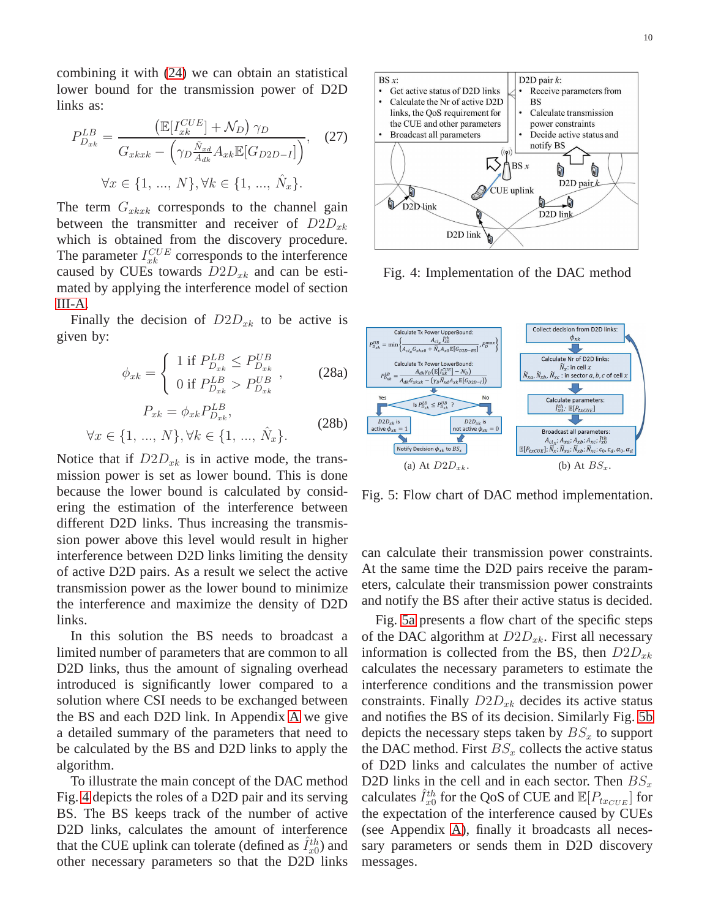combining it with (24) we can obtain an statistical lower bound for the transmission power of D2D links as:

$$P_{D_{xk}}^{LB} = \frac{\left(\mathbb{E}[I_{xk}^{CUE}] + \mathcal{N}_D\right)\gamma_D}{G_{xkxk} - \left(\gamma_D \frac{\hat{N}_{xd}}{A_{dk}} A_{xk} \mathbb{E}[G_{D2D-I}]\right)}, \quad (27)$$

$$\forall x \in \{1, ..., N\}, \forall k \in \{1, ..., \hat{N}_x\}.$$

The term $G_{xkxk}$ corresponds to the channel gain between the transmitter and receiver of $D2D_{xk}$ which is obtained from the discovery procedure. The parameter $I_{xk}^{CUE}$ corresponds to the interference caused by CUEs towards $D2D_{xk}$ and can be estimated by applying the interference model of section III-A.

Finally the decision of $D2D_{xk}$ to be active is given by:

$$\phi_{xk} = \begin{cases} 1 \text{ if } P_{D_{xk}}^{LB} \leq P_{D_{xk}}^{UB} \\ 0 \text{ if } P_{D_{xk}}^{LB} > P_{D_{xk}}^{UB} \end{cases}, \quad (28a)$$

$$P_{xk} = \phi_{xk} P_{D_{xk}}^{LB}, \quad (28b)$$

$$\forall x \in \{1, ..., N\}, \forall k \in \{1, ..., \hat{N}_x\}.$$

Notice that if $D2D_{xk}$ is in active mode, the transmission power is set as lower bound. This is done because the lower bound is calculated by considering the estimation of the interference between different D2D links. Thus increasing the transmission power above this level would result in higher interference between D2D links limiting the density of active D2D pairs. As a result we select the active transmission power as the lower bound to minimize the interference and maximize the density of D2D links.

In this solution the BS needs to broadcast a limited number of parameters that are common to all D2D links, thus the amount of signaling overhead introduced is significantly lower compared to a solution where CSI needs to be exchanged between the BS and each D2D link. In Appendix A we give a detailed summary of the parameters that need to be calculated by the BS and D2D links to apply the algorithm.

To illustrate the main concept of the DAC method Fig. 4 depicts the roles of a D2D pair and its serving BS. The BS keeps track of the number of active D2D links, calculates the amount of interference that the CUE uplink can tolerate (defined as $\hat{I}_{x0}^{th}$) and other necessary parameters so that the D2D links can calculate their transmission power constraints. At the same time the D2D pairs receive the parameters, calculate their transmission power constraints and notify the BS after their active status is decided.

Fig. 4: Implementation of the DAC method

Fig. 5: Flow chart of DAC method implementation. (a) At $D2D_{xk}$. (b) At $BS_x$.

Fig. 5a presents a flow chart of the specific steps of the DAC algorithm at $D2D_{xk}$. First all necessary information is collected from the BS, then $D2D_{xk}$ calculates the necessary parameters to estimate the interference conditions and the transmission power constraints. Finally $D2D_{xk}$ decides its active status and notifies the BS of its decision. Similarly Fig. 5b depicts the necessary steps taken by $BS_x$ to support the DAC method. First $BS_x$ collects the active status of D2D links and calculates the number of active D2D links in the cell and in each sector. Then $BS_x$ calculates $\hat{I}_{x0}^{th}$ for the QoS of CUE and $\mathbb{E}[P_{txCUE}]$ for the expectation of the interference caused by CUEs (see Appendix A), finally it broadcasts all necessary parameters or sends them in D2D discovery messages.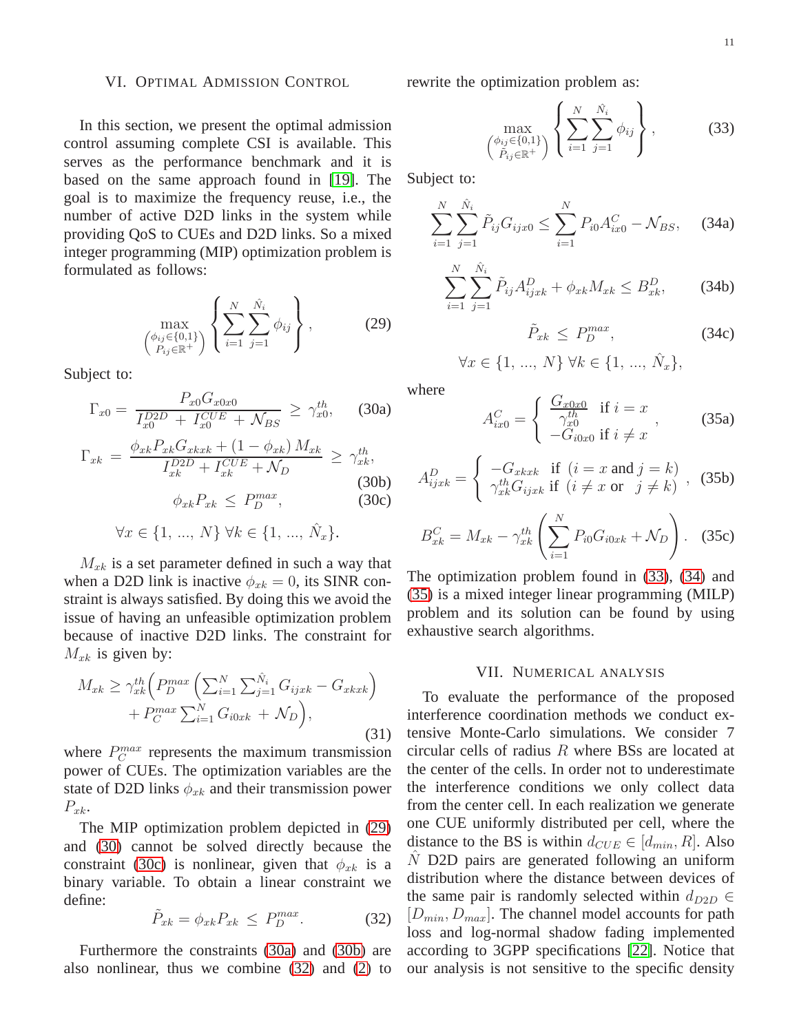## VI. Optimal Admission Control

In this section, we present the optimal admission control assuming complete CSI is available. This serves as the performance benchmark and it is based on the same approach found in [19]. The goal is to maximize the frequency reuse, i.e., the number of active D2D links in the system while providing QoS to CUEs and D2D links. So a mixed integer programming (MIP) optimization problem is formulated as follows:

$$\max_{\begin{pmatrix}\phi_{ij}\in\{0,1\}\\ P_{ij}\in\mathbb{R}^+\end{pmatrix}} \left\{ \sum_{i=1}^{N}\sum_{j=1}^{\hat{N}_i}\phi_{ij} \right\}, \tag{29}$$

Subject to:

$$\Gamma_{x0} = \frac{P_{x0}G_{x0x0}}{I_{x0}^{D2D} + I_{x0}^{CUE} + \mathcal{N}_{BS}} \geq \gamma_{x0}^{th}, \tag{30a}$$

$$\Gamma_{xk} = \frac{\phi_{xk}P_{xk}G_{xkxk} + (1-\phi_{xk})\,M_{xk}}{I_{xk}^{D2D} + I_{xk}^{CUE} + \mathcal{N}_D} \geq \gamma_{xk}^{th}, \tag{30b}$$

$$\phi_{xk}P_{xk} \leq P_D^{max}, \tag{30c}$$

$$\forall x \in \{1, \ldots, N\}\ \forall k \in \{1, \ldots, \hat{N}_x\}.$$

$M_{xk}$ is a set parameter defined in such a way that when a D2D link is inactive $\phi_{xk} = 0$, its SINR constraint is always satisfied. By doing this we avoid the issue of having an unfeasible optimization problem because of inactive D2D links. The constraint for $M_{xk}$ is given by:

$$M_{xk} \geq \gamma_{xk}^{th}\Big(P_D^{max}\Big(\textstyle\sum_{i=1}^{N}\sum_{j=1}^{\hat{N}_i}G_{ijxk} - G_{xkxk}\Big) + P_C^{max}\textstyle\sum_{i=1}^{N}G_{i0xk} + \mathcal{N}_D\Big), \tag{31}$$

where $P_C^{max}$ represents the maximum transmission power of CUEs. The optimization variables are the state of D2D links $\phi_{xk}$ and their transmission power $P_{xk}$.

The MIP optimization problem depicted in (29) and (30) cannot be solved directly because the constraint (30c) is nonlinear, given that $\phi_{xk}$ is a binary variable. To obtain a linear constraint we define:

$$\tilde{P}_{xk} = \phi_{xk}P_{xk} \leq P_D^{max}. \tag{32}$$

Furthermore the constraints (30a) and (30b) are also nonlinear, thus we combine (32) and (2) to rewrite the optimization problem as:

$$\max_{\begin{pmatrix}\phi_{ij}\in\{0,1\}\\ \tilde{P}_{ij}\in\mathbb{R}^+\end{pmatrix}} \left\{ \sum_{i=1}^{N}\sum_{j=1}^{\hat{N}_i}\phi_{ij} \right\}, \tag{33}$$

Subject to:

$$\sum_{i=1}^{N}\sum_{j=1}^{\hat{N}_i}\tilde{P}_{ij}G_{ijx0} \leq \sum_{i=1}^{N}P_{i0}A_{ix0}^{C} - \mathcal{N}_{BS}, \tag{34a}$$

$$\sum_{i=1}^{N}\sum_{j=1}^{\hat{N}_i}\tilde{P}_{ij}A_{ijxk}^{D} + \phi_{xk}M_{xk} \leq B_{xk}^{D}, \tag{34b}$$

$$\tilde{P}_{xk} \leq P_D^{max}, \tag{34c}$$

$$\forall x \in \{1, \ldots, N\}\ \forall k \in \{1, \ldots, \hat{N}_x\},$$

where

$$A_{ix0}^{C} = \begin{cases} \frac{G_{x0x0}}{\gamma_{x0}^{th}} & \text{if } i = x \\ -G_{i0x0} & \text{if } i \neq x \end{cases}, \tag{35a}$$

$$A_{ijxk}^{D} = \begin{cases} -G_{xkxk} & \text{if } (i = x \text{ and } j = k) \\ \gamma_{xk}^{th}G_{ijxk} & \text{if } (i \neq x \text{ or } \ j \neq k) \end{cases}, \tag{35b}$$

$$B_{xk}^{C} = M_{xk} - \gamma_{xk}^{th}\left(\sum_{i=1}^{N}P_{i0}G_{i0xk} + \mathcal{N}_D\right). \tag{35c}$$

The optimization problem found in (33), (34) and (35) is a mixed integer linear programming (MILP) problem and its solution can be found by using exhaustive search algorithms.

## VII. Numerical Analysis

To evaluate the performance of the proposed interference coordination methods we conduct extensive Monte-Carlo simulations. We consider 7 circular cells of radius $R$ where BSs are located at the center of the cells. In order not to underestimate the interference conditions we only collect data from the center cell. In each realization we generate one CUE uniformly distributed per cell, where the distance to the BS is within $d_{CUE} \in [d_{min}, R]$. Also $\hat{N}$ D2D pairs are generated following an uniform distribution where the distance between devices of the same pair is randomly selected within $d_{D2D} \in [D_{min}, D_{max}]$. The channel model accounts for path loss and log-normal shadow fading implemented according to 3GPP specifications [22]. Notice that our analysis is not sensitive to the specific density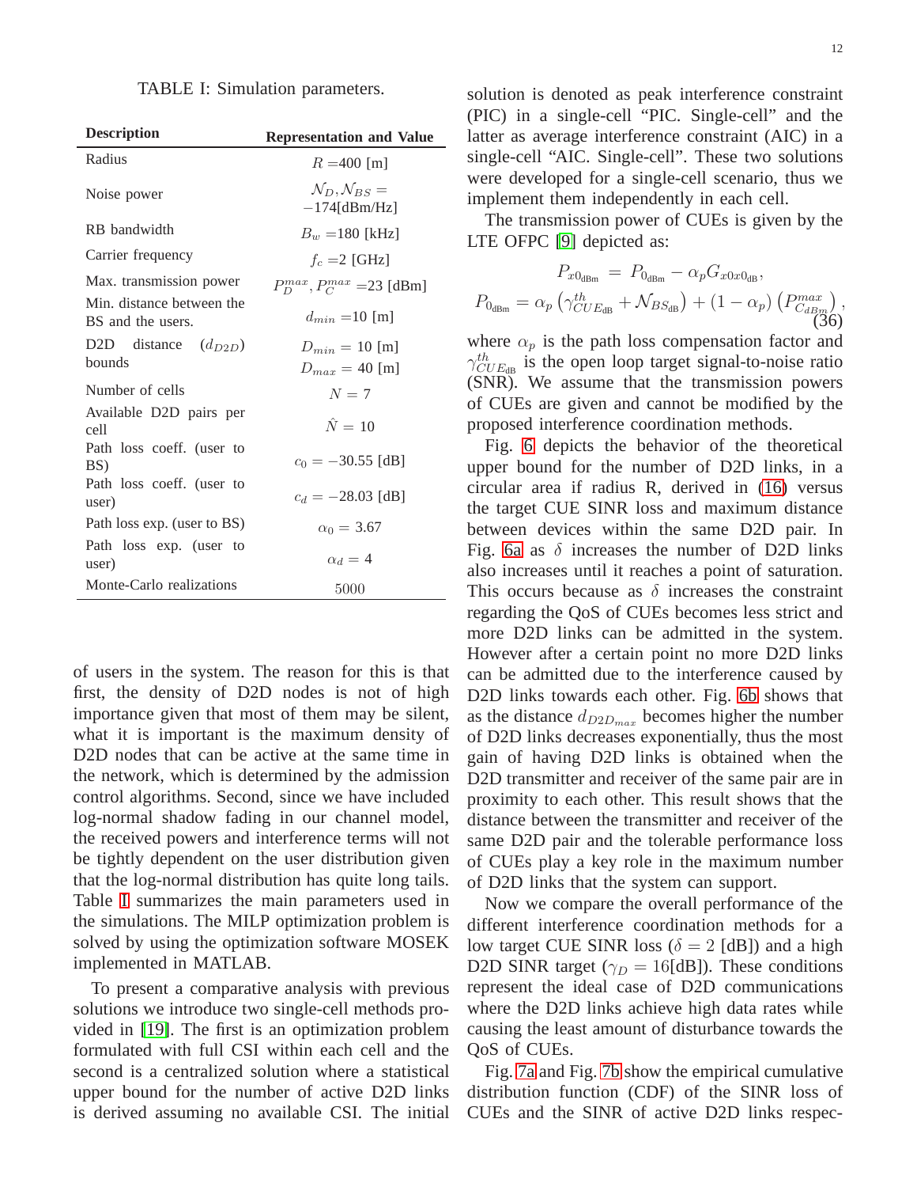TABLE I: Simulation parameters.

| **Description** | **Representation and Value** |
|---|---|
| Radius | $R = 400$ [m] |
| Noise power | $\mathcal{N}_D, \mathcal{N}_{BS} = -174$[dBm/Hz] |
| RB bandwidth | $B_w = 180$ [kHz] |
| Carrier frequency | $f_c = 2$ [GHz] |
| Max. transmission power | $P_D^{max}, P_C^{max} = 23$ [dBm] |
| Min. distance between the BS and the users. | $d_{min} = 10$ [m] |
| D2D distance ($d_{D2D}$) bounds | $D_{min} = 10$ [m] $D_{max} = 40$ [m] |
| Number of cells | $N = 7$ |
| Available D2D pairs per cell | $\hat{N} = 10$ |
| Path loss coeff. (user to BS) | $c_0 = -30.55$ [dB] |
| Path loss coeff. (user to user) | $c_d = -28.03$ [dB] |
| Path loss exp. (user to BS) | $\alpha_0 = 3.67$ |
| Path loss exp. (user to user) | $\alpha_d = 4$ |
| Monte-Carlo realizations | 5000 |

of users in the system. The reason for this is that first, the density of D2D nodes is not of high importance given that most of them may be silent, what it is important is the maximum density of D2D nodes that can be active at the same time in the network, which is determined by the admission control algorithms. Second, since we have included log-normal shadow fading in our channel model, the received powers and interference terms will not be tightly dependent on the user distribution given that the log-normal distribution has quite long tails. Table I summarizes the main parameters used in the simulations. The MILP optimization problem is solved by using the optimization software MOSEK implemented in MATLAB.

To present a comparative analysis with previous solutions we introduce two single-cell methods provided in [19]. The first is an optimization problem formulated with full CSI within each cell and the second is a centralized solution where a statistical upper bound for the number of active D2D links is derived assuming no available CSI. The initial solution is denoted as peak interference constraint (PIC) in a single-cell "PIC. Single-cell" and the latter as average interference constraint (AIC) in a single-cell "AIC. Single-cell". These two solutions were developed for a single-cell scenario, thus we implement them independently in each cell.

The transmission power of CUEs is given by the LTE OFPC [9] depicted as:

$$P_{x0_{\text{dBm}}} = P_{0_{\text{dBm}}} - \alpha_p G_{x0x0_{\text{dB}}},$$
$$P_{0_{\text{dBm}}} = \alpha_p \left(\gamma_{CUE_{\text{dB}}}^{th} + \mathcal{N}_{BS_{\text{dB}}}\right) + (1-\alpha_p)\left(P_{C_{dBm}}^{max}\right), \tag{36}$$

where $\alpha_p$ is the path loss compensation factor and $\gamma_{CUE_{\text{dB}}}^{th}$ is the open loop target signal-to-noise ratio (SNR). We assume that the transmission powers of CUEs are given and cannot be modified by the proposed interference coordination methods.

Fig. 6 depicts the behavior of the theoretical upper bound for the number of D2D links, in a circular area if radius R, derived in (16) versus the target CUE SINR loss and maximum distance between devices within the same D2D pair. In Fig. 6a as $\delta$ increases the number of D2D links also increases until it reaches a point of saturation. This occurs because as $\delta$ increases the constraint regarding the QoS of CUEs becomes less strict and more D2D links can be admitted in the system. However after a certain point no more D2D links can be admitted due to the interference caused by D2D links towards each other. Fig. 6b shows that as the distance $d_{D2D_{max}}$ becomes higher the number of D2D links decreases exponentially, thus the most gain of having D2D links is obtained when the D2D transmitter and receiver of the same pair are in proximity to each other. This result shows that the distance between the transmitter and receiver of the same D2D pair and the tolerable performance loss of CUEs play a key role in the maximum number of D2D links that the system can support.

Now we compare the overall performance of the different interference coordination methods for a low target CUE SINR loss ($\delta = 2$ [dB]) and a high D2D SINR target ($\gamma_D = 16$[dB]). These conditions represent the ideal case of D2D communications where the D2D links achieve high data rates while causing the least amount of disturbance towards the QoS of CUEs.

Fig. 7a and Fig. 7b show the empirical cumulative distribution function (CDF) of the SINR loss of CUEs and the SINR of active D2D links respec-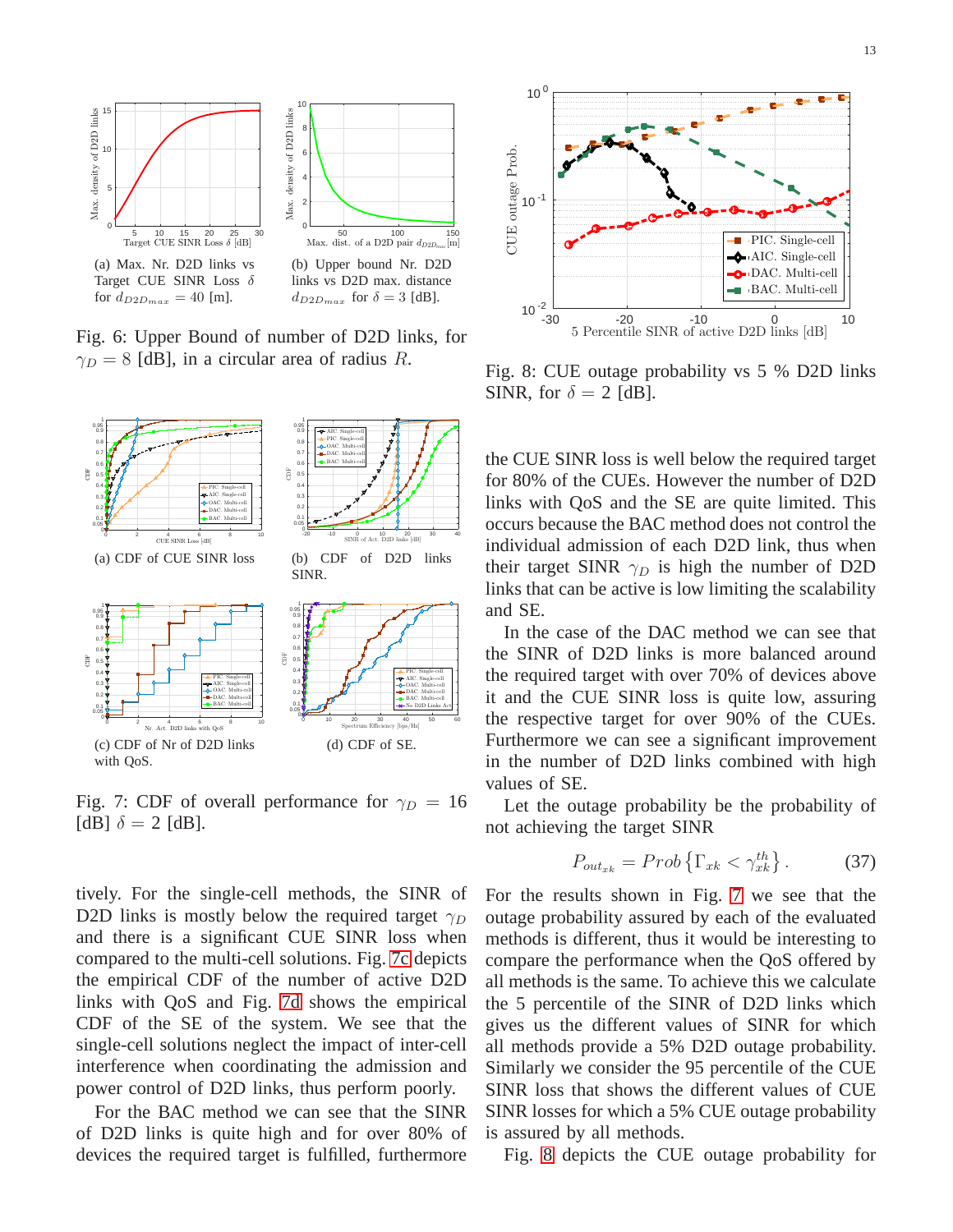(a) Max. Nr. D2D links vs Target CUE SINR Loss $\delta$ for $d_{D2D_{max}} = 40$ [m].

(b) Upper bound Nr. D2D links vs D2D max. distance $d_{D2D_{max}}$ for $\delta = 3$ [dB].

Fig. 6: Upper Bound of number of D2D links, for $\gamma_D = 8$ [dB], in a circular area of radius $R$.

(a) CDF of CUE SINR loss

(b) CDF of D2D links SINR.

(c) CDF of Nr of D2D links with QoS.

(d) CDF of SE.

Fig. 7: CDF of overall performance for $\gamma_D = 16$ [dB] $\delta = 2$ [dB].

tively. For the single-cell methods, the SINR of D2D links is mostly below the required target $\gamma_D$ and there is a significant CUE SINR loss when compared to the multi-cell solutions. Fig. 7c depicts the empirical CDF of the number of active D2D links with QoS and Fig. 7d shows the empirical CDF of the SE of the system. We see that the single-cell solutions neglect the impact of inter-cell interference when coordinating the admission and power control of D2D links, thus perform poorly.

For the BAC method we can see that the SINR of D2D links is quite high and for over 80% of devices the required target is fulfilled, furthermore the CUE SINR loss is well below the required target for 80% of the CUEs. However the number of D2D links with QoS and the SE are quite limited. This occurs because the BAC method does not control the individual admission of each D2D link, thus when their target SINR $\gamma_D$ is high the number of D2D links that can be active is low limiting the scalability and SE.

In the case of the DAC method we can see that the SINR of D2D links is more balanced around the required target with over 70% of devices above it and the CUE SINR loss is quite low, assuring the respective target for over 90% of the CUEs. Furthermore we can see that a significant improvement in the number of D2D links combined with high values of SE.

Let the outage probability be the probability of not achieving the target SINR

$$P_{out_{xk}} = Prob\left\{\Gamma_{xk} < \gamma_{xk}^{th}\right\}. \tag{37}$$

For the results shown in Fig. 7 we see that the outage probability assured by each of the evaluated methods is different, thus it would be interesting to compare the performance when the QoS offered by all methods is the same. To achieve this we calculate the 5 percentile of the SINR of D2D links which gives us the different values of SINR for which all methods provide a 5% D2D outage probability. Similarly we consider the 95 percentile of the CUE SINR loss that shows the different values of CUE SINR losses for which a 5% CUE outage probability is assured by all methods.

Fig. 8: CUE outage probability vs 5 % D2D links SINR, for $\delta = 2$ [dB].

Fig. 8 depicts the CUE outage probability for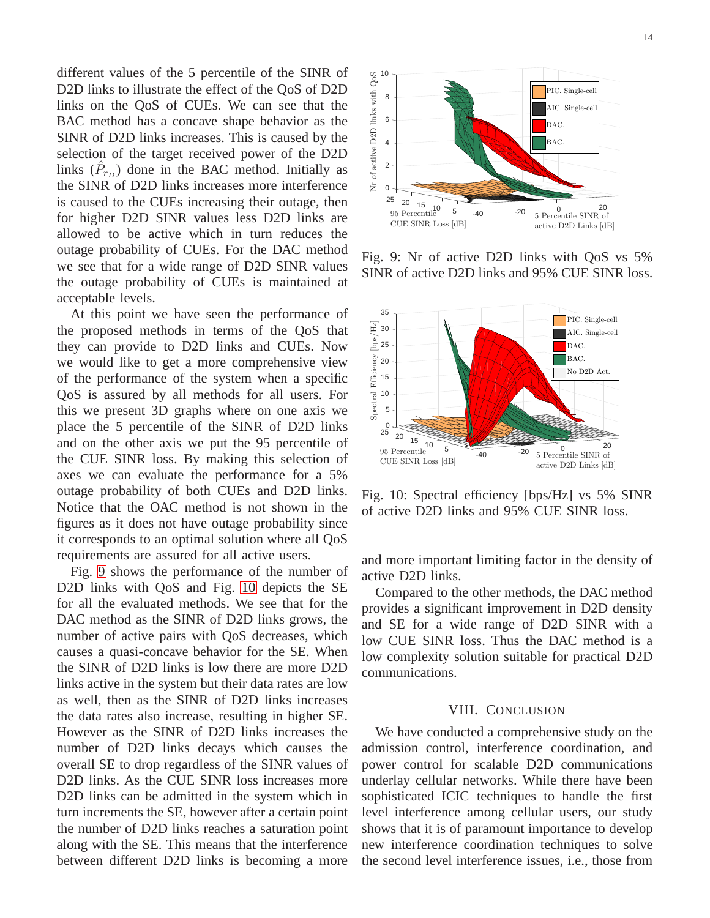different values of the 5 percentile of the SINR of D2D links to illustrate the effect of the QoS of D2D links on the QoS of CUEs. We can see that the BAC method has a concave shape behavior as the SINR of D2D links increases. This is caused by the selection of the target received power of the D2D links ($\hat{P}_{r_D}$) done in the BAC method. Initially as the SINR of D2D links increases more interference is caused to the CUEs increasing their outage, then for higher D2D SINR values less D2D links are allowed to be active which in turn reduces the outage probability of CUEs. For the DAC method we see that for a wide range of D2D SINR values the outage probability of CUEs is maintained at acceptable levels.

At this point we have seen the performance of the proposed methods in terms of the QoS that they can provide to D2D links and CUEs. Now we would like to get a more comprehensive view of the performance of the system when a specific QoS is assured by all methods for all users. For this we present 3D graphs where on one axis we place the 5 percentile of the SINR of D2D links and on the other axis we put the 95 percentile of the CUE SINR loss. By making this selection of axes we can evaluate the performance for a 5% outage probability of both CUEs and D2D links. Notice that the OAC method is not shown in the figures as it does not have outage probability since it corresponds to an optimal solution where all QoS requirements are assured for all active users.

Fig. 9 shows the performance of the number of D2D links with QoS and Fig. 10 depicts the SE for all the evaluated methods. We see that for the DAC method as the SINR of D2D links grows, the number of active pairs with QoS decreases, which causes a quasi-concave behavior for the SE. When the SINR of D2D links is low there are more D2D links active in the system but their data rates are low as well, then as the SINR of D2D links increases the data rates also increase, resulting in higher SE. However as the SINR of D2D links increases the number of D2D links decays which causes the overall SE to drop regardless of the SINR values of D2D links. As the CUE SINR loss increases more D2D links can be admitted in the system which in turn increments the SE, however after a certain point the number of D2D links reaches a saturation point along with the SE. This means that the interference between different D2D links is becoming a more and more important limiting factor in the density of active D2D links.

Fig. 9: Nr of active D2D links with QoS vs 5% SINR of active D2D links and 95% CUE SINR loss.

Fig. 10: Spectral efficiency [bps/Hz] vs 5% SINR of active D2D links and 95% CUE SINR loss.

Compared to the other methods, the DAC method provides a significant improvement in D2D density and SE for a wide range of D2D SINR with a low CUE SINR loss. Thus the DAC method is a low complexity solution suitable for practical D2D communications.

## VIII. Conclusion

We have conducted a comprehensive study on the admission control, interference coordination, and power control for scalable D2D communications underlay cellular networks. While there have been sophisticated ICIC techniques to handle the first level interference among cellular users, our study shows that it is of paramount importance to develop new interference coordination techniques to solve the second level interference issues, i.e., those from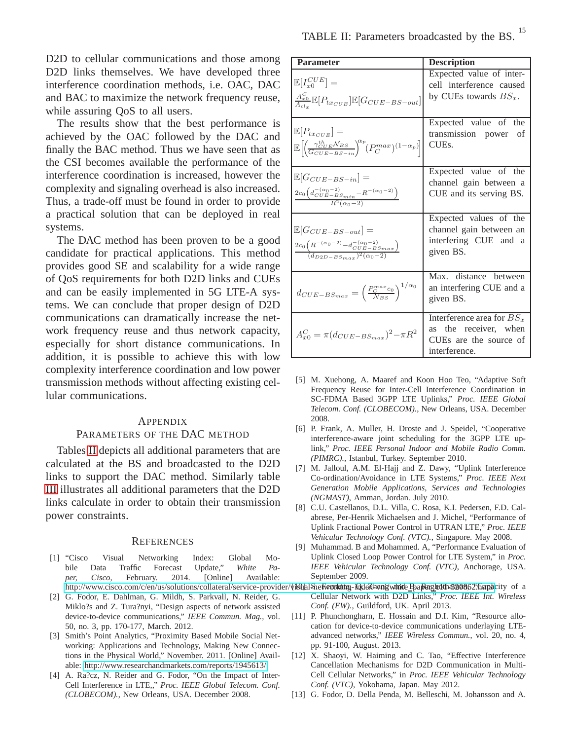D2D to cellular communications and those among D2D links themselves. We have developed three interference coordination methods, i.e. OAC, DAC and BAC to maximize the network frequency reuse, while assuring QoS to all users.

The results show that the best performance is achieved by the OAC followed by the DAC and finally the BAC method. Thus we have seen that as the CSI becomes available the performance of the interference coordination is increased, however the complexity and signaling overhead is also increased. Thus, a trade-off must be found in order to provide a practical solution that can be deployed in real systems.

The DAC method has been proven to be a good candidate for practical applications. This method provides good SE and scalability for a wide range of QoS requirements for both D2D links and CUEs and can be easily implemented in 5G LTE-A systems. We can conclude that proper design of D2D communications can dramatically increase the network frequency reuse and thus network capacity, especially for short distance communications. In addition, it is possible to achieve this with low complexity interference coordination and low power transmission methods without affecting existing cellular communications.

## Appendix
## Parameters of the DAC method

Tables II depicts all additional parameters that are calculated at the BS and broadcasted to the D2D links to support the DAC method. Similarly table III illustrates all additional parameters that the D2D links calculate in order to obtain their transmission power constraints.

TABLE II: Parameters broadcasted by the BS.

| Parameter | Description |
|---|---|
| $\mathbb{E}[I_{x0}^{CUE}] = \frac{A_{x0}^{C}}{A_{cl_x}}\mathbb{E}[P_{tx_{CUE}}]\mathbb{E}[G_{CUE-BS-out}]$ | Expected value of inter-cell interference caused by CUEs towards $BS_x$. |
| $\mathbb{E}[P_{tx_{CUE}}] = \mathbb{E}\left[\left(\frac{\gamma_{CUE}^{th}\mathcal{N}_{BS}}{G_{CUE-BS-in}}\right)^{\alpha_p}(P_C^{max})^{(1-\alpha_p)}\right]$ | Expected value of the transmission power of CUEs. |
| $\mathbb{E}[G_{CUE-BS-in}] = \frac{2c_0\left(d_{CUE-BS_{min}}^{-(\alpha_0-2)}-R^{-(\alpha_0-2)}\right)}{R^2(\alpha_0-2)}$ | Expected value of the channel gain between a CUE and its serving BS. |
| $\mathbb{E}[G_{CUE-BS-out}] = \frac{2c_0\left(R^{-(\alpha_0-2)}-d_{CUE-BS_{max}}^{-(\alpha_0-2)}\right)}{(d_{D2D-BS_{max}})^2(\alpha_0-2)}$ | Expected values of the channel gain between an interfering CUE and a given BS. |
| $d_{CUE-BS_{max}} = \left(\frac{P_C^{max}c_0}{\mathcal{N}_{BS}}\right)^{1/\alpha_0}$ | Max. distance between an interfering CUE and a given BS. |
| $A_{x0}^{C} = \pi(d_{CUE-BS_{max}})^2 - \pi R^2$ | Interference area for $BS_x$ as the receiver, when CUEs are the source of interference. |

## References

[1] "Cisco Visual Networking Index: Global Mobile Data Traffic Forecast Update," *White Paper, Cisco,* February. 2014. [Online] Available: http://www.cisco.com/c/en/us/solutions/collateral/service-provider/visual-networking-index-vni/white_paper_c11-520862.html

[2] G. Fodor, E. Dahlman, G. Mildh, S. Parkvall, N. Reider, G. Miklo?s and Z. Tura?nyi, "Design aspects of network assisted device-to-device communications," *IEEE Commun. Mag.*, vol. 50, no. 3, pp. 170-177, March. 2012.

[3] Smith's Point Analytics, "Proximity Based Mobile Social Networking: Applications and Technology, Making New Connections in the Physical World," November. 2011. [Online] Available: http://www.researchandmarkets.com/reports/1945613/

[4] A. Ra?cz, N. Reider and G. Fodor, "On the Impact of Inter-Cell Interference in LTE,," *Proc. IEEE Global Telecom. Conf. (CLOBECOM).*, New Orleans, USA. December 2008.

[5] M. Xuehong, A. Maaref and Koon Hoo Teo, "Adaptive Soft Frequency Reuse for Inter-Cell Interference Coordination in SC-FDMA Based 3GPP LTE Uplinks," *Proc. IEEE Global Telecom. Conf. (CLOBECOM).*, New Orleans, USA. December 2008.

[6] P. Frank, A. Muller, H. Droste and J. Speidel, "Cooperative interference-aware joint scheduling for the 3GPP LTE uplink," *Proc. IEEE Personal Indoor and Mobile Radio Comm. (PIMRC).*, Istanbul, Turkey. September 2010.

[7] M. Jalloul, A.M. El-Hajj and Z. Dawy, "Uplink Interference Co-ordination/Avoidance in LTE Systems," *Proc. IEEE Next Generation Mobile Applications, Services and Technologies (NGMAST)*, Amman, Jordan. July 2010.

[8] C.U. Castellanos, D.L. Villa, C. Rosa, K.I. Pedersen, F.D. Calabrese, Per-Henrik Michaelsen and J. Michel, "Performance of Uplink Fractional Power Control in UTRAN LTE," *Proc. IEEE Vehicular Technology Conf. (VTC).*, Singapore. May 2008.

[9] Muhammad. B and Mohammed. A, "Performance Evaluation of Uplink Closed Loop Power Control for LTE System," in *Proc. IEEE Vehicular Technology Conf. (VTC)*, Anchorage, USA. September 2009.

[10] S. Feng, G. Zhang and B. Raghothaman, "Capacity of a Cellular Network with D2D Links," *Proc. IEEE Int. Wireless Conf. (EW).*, Guildford, UK. April 2013.

[11] P. Phunchongharn, E. Hossain and D.I. Kim, "Resource allocation for device-to-device communications underlaying LTE-advanced networks," *IEEE Wireless Commun.*, vol. 20, no. 4, pp. 91-100, August. 2013.

[12] X. Shaoyi, W. Haiming and C. Tao, "Effective Interference Cancellation Mechanisms for D2D Communication in Multi-Cell Cellular Networks," in *Proc. IEEE Vehicular Technology Conf. (VTC)*, Yokohama, Japan. May 2012.

[13] G. Fodor, D. Della Penda, M. Belleschi, M. Johansson and A.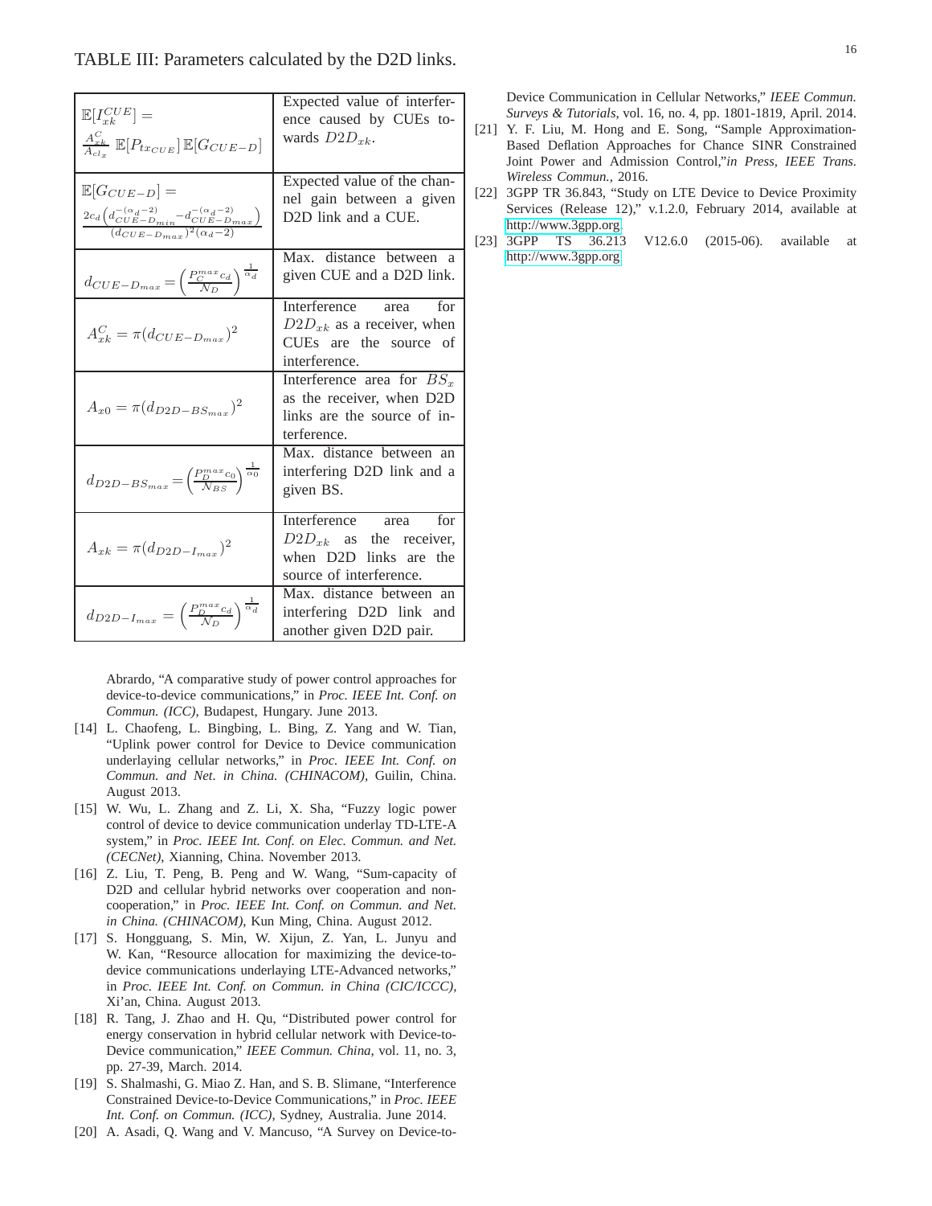TABLE III: Parameters calculated by the D2D links.

| | |
|---|---|
| $\mathbb{E}[I_{xk}^{CUE}] = \frac{A_{xk}^{C}}{A_{cl_x}}\,\mathbb{E}[P_{tx_{CUE}}]\,\mathbb{E}[G_{CUE-D}]$ | Expected value of interference caused by CUEs towards $D2D_{xk}$. |
| $\mathbb{E}[G_{CUE-D}] = \frac{2c_d\left(d_{CUE-D_{min}}^{-(\alpha_d-2)} - d_{CUE-D_{max}}^{-(\alpha_d-2)}\right)}{(d_{CUE-D_{max}})^2(\alpha_d-2)}$ | Expected value of the channel gain between a given D2D link and a CUE. |
| $d_{CUE-D_{max}} = \left(\frac{P_C^{max} c_d}{\mathcal{N}_D}\right)^{\frac{1}{\alpha_d}}$ | Max. distance between a given CUE and a D2D link. |
| $A_{xk}^{C} = \pi(d_{CUE-D_{max}})^2$ | Interference area for $D2D_{xk}$ as a receiver, when CUEs are the source of interference. |
| $A_{x0} = \pi(d_{D2D-BS_{max}})^2$ | Interference area for $BS_x$ as the receiver, when D2D links are the source of interference. |
| $d_{D2D-BS_{max}} = \left(\frac{P_D^{max} c_0}{\mathcal{N}_{BS}}\right)^{\frac{1}{\alpha_0}}$ | Max. distance between an interfering D2D link and a given BS. |
| $A_{xk} = \pi(d_{D2D-I_{max}})^2$ | Interference area for $D2D_{xk}$ as the receiver, when D2D links are the source of interference. |
| $d_{D2D-I_{max}} = \left(\frac{P_D^{max} c_d}{\mathcal{N}_D}\right)^{\frac{1}{\alpha_d}}$ | Max. distance between an interfering D2D link and another given D2D pair. |

Abrardo, "A comparative study of power control approaches for device-to-device communications," in *Proc. IEEE Int. Conf. on Commun. (ICC)*, Budapest, Hungary. June 2013.

[14] L. Chaofeng, L. Bingbing, L. Bing, Z. Yang and W. Tian, "Uplink power control for Device to Device communication underlaying cellular networks," in *Proc. IEEE Int. Conf. on Commun. and Net. in China. (CHINACOM)*, Guilin, China. August 2013.

[15] W. Wu, L. Zhang and Z. Li, X. Sha, "Fuzzy logic power control of device to device communication underlay TD-LTE-A system," in *Proc. IEEE Int. Conf. on Elec. Commun. and Net. (CECNet)*, Xianning, China. November 2013.

[16] Z. Liu, T. Peng, B. Peng and W. Wang, "Sum-capacity of D2D and cellular hybrid networks over cooperation and non-cooperation," in *Proc. IEEE Int. Conf. on Commun. and Net. in China. (CHINACOM)*, Kun Ming, China. August 2012.

[17] S. Hongguang, S. Min, W. Xijun, Z. Yan, L. Junyu and W. Kan, "Resource allocation for maximizing the device-to-device communications underlaying LTE-Advanced networks," in *Proc. IEEE Int. Conf. on Commun. in China (CIC/ICCC)*, Xi'an, China. August 2013.

[18] R. Tang, J. Zhao and H. Qu, "Distributed power control for energy conservation in hybrid cellular network with Device-to-Device communication," *IEEE Commun. China*, vol. 11, no. 3, pp. 27-39, March. 2014.

[19] S. Shalmashi, G. Miao Z. Han, and S. B. Slimane, "Interference Constrained Device-to-Device Communications," in *Proc. IEEE Int. Conf. on Commun. (ICC)*, Sydney, Australia. June 2014.

[20] A. Asadi, Q. Wang and V. Mancuso, "A Survey on Device-to-Device Communication in Cellular Networks," *IEEE Commun. Surveys & Tutorials*, vol. 16, no. 4, pp. 1801-1819, April. 2014.

[21] Y. F. Liu, M. Hong and E. Song, "Sample Approximation-Based Deflation Approaches for Chance SINR Constrained Joint Power and Admission Control,"*in Press, IEEE Trans. Wireless Commun.*, 2016.

[22] 3GPP TR 36.843, "Study on LTE Device to Device Proximity Services (Release 12)," v.1.2.0, February 2014, available at http://www.3gpp.org.

[23] 3GPP TS 36.213 V12.6.0 (2015-06). available at http://www.3gpp.org